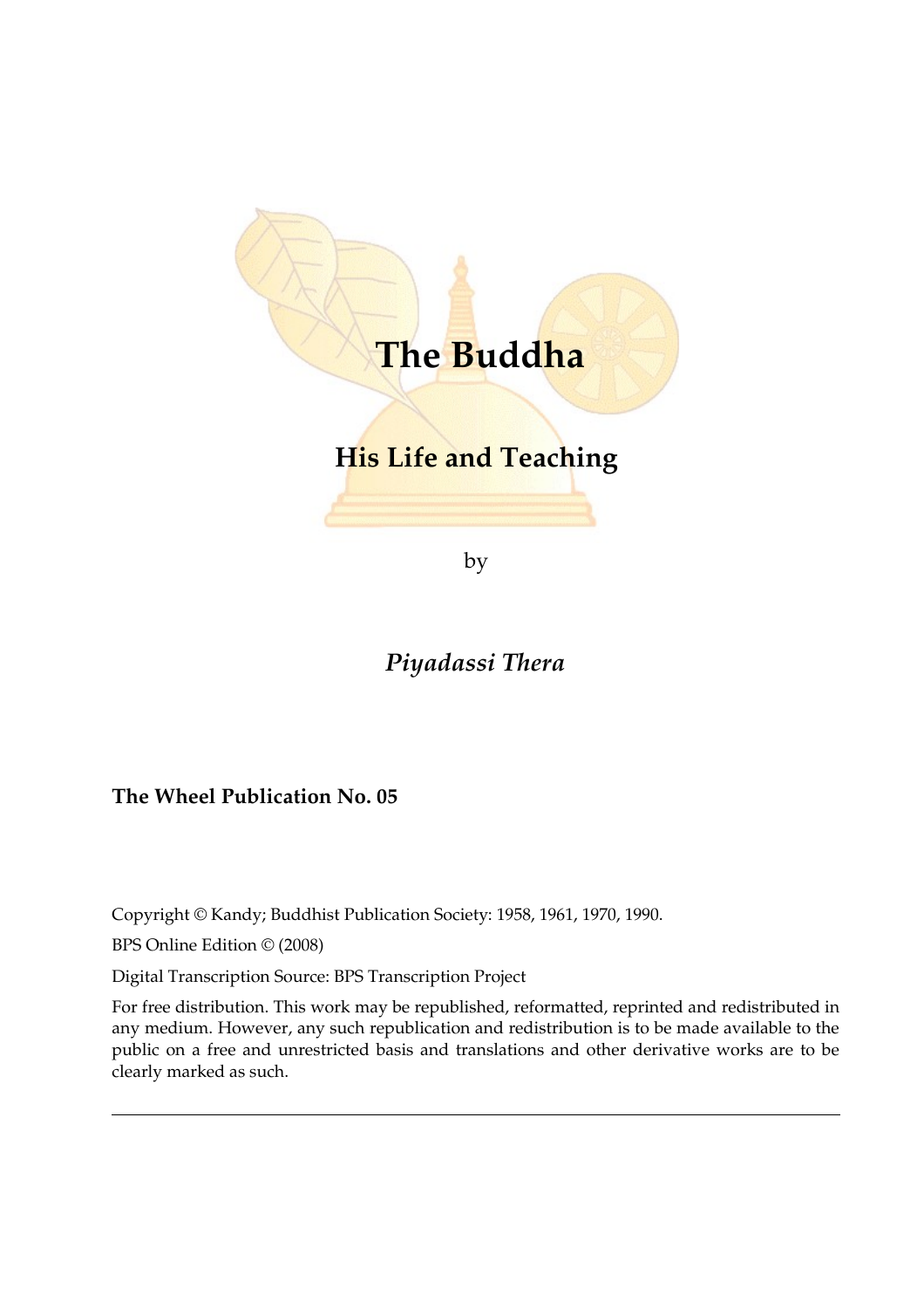# The Buddha

## His Life and Teaching

by

*Piyadassi Thera*

**The Wheel Publication No. 05**

Copyright © Kandy; Buddhist Publication Society: 1958, 1961, 1970, 1990.

BPS Online Edition © (2008)

Digital Transcription Source: BPS Transcription Project

For free distribution. This work may be republished, reformatted, reprinted and redistributed in any medium. However, any such republication and redistribution is to be made available to the public on a free and unrestricted basis and translations and other derivative works are to be clearly marked as such.

---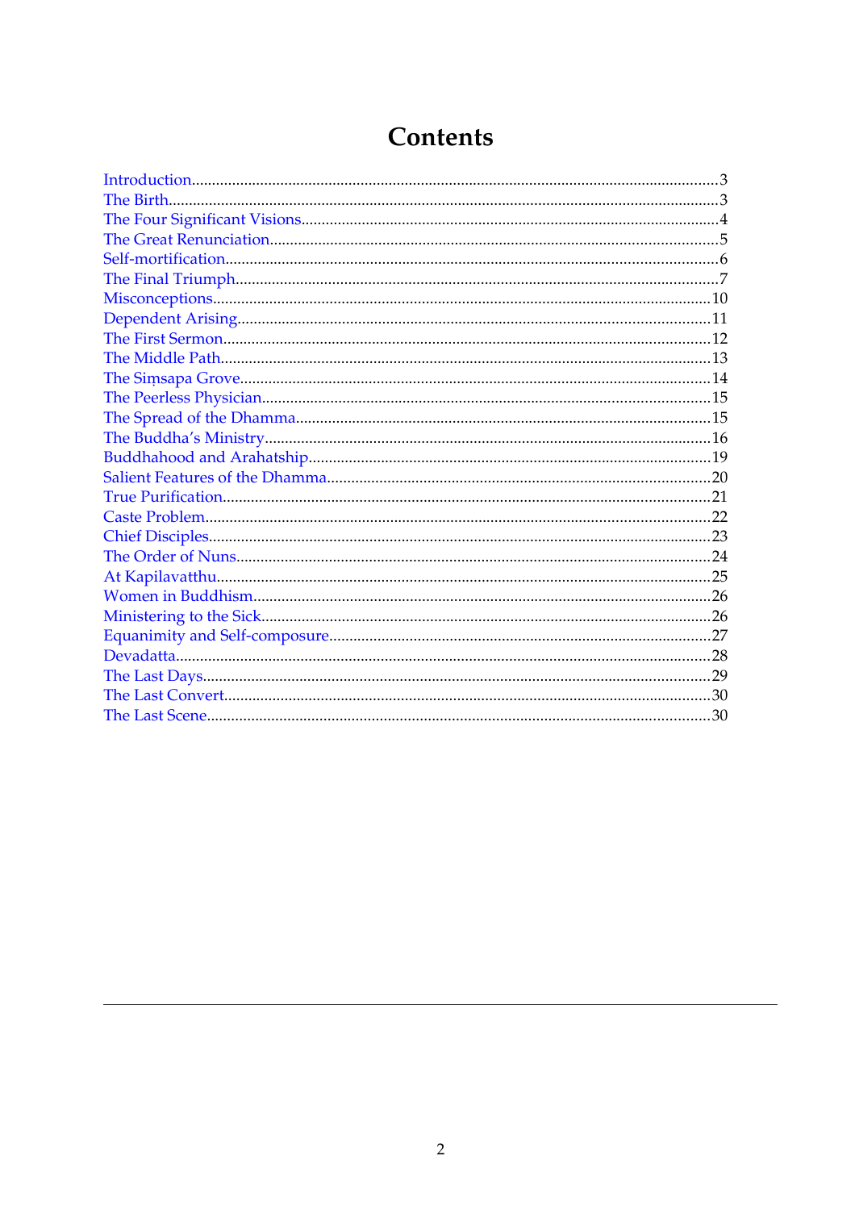# Contents

- Introduction....3
- The Birth....3
- The Four Significant Visions....4
- The Great Renunciation....5
- Self-mortification....6
- The Final Triumph....7
- Misconceptions....10
- Dependent Arising....11
- The First Sermon....12
- The Middle Path....13
- The Siṃsapa Grove....14
- The Peerless Physician....15
- The Spread of the Dhamma....15
- The Buddha's Ministry....16
- Buddhahood and Arahatship....19
- Salient Features of the Dhamma....20
- True Purification....21
- Caste Problem....22
- Chief Disciples....23
- The Order of Nuns....24
- At Kapilavatthu....25
- Women in Buddhism....26
- Ministering to the Sick....26
- Equanimity and Self-composure....27
- Devadatta....28
- The Last Days....29
- The Last Convert....30
- The Last Scene....30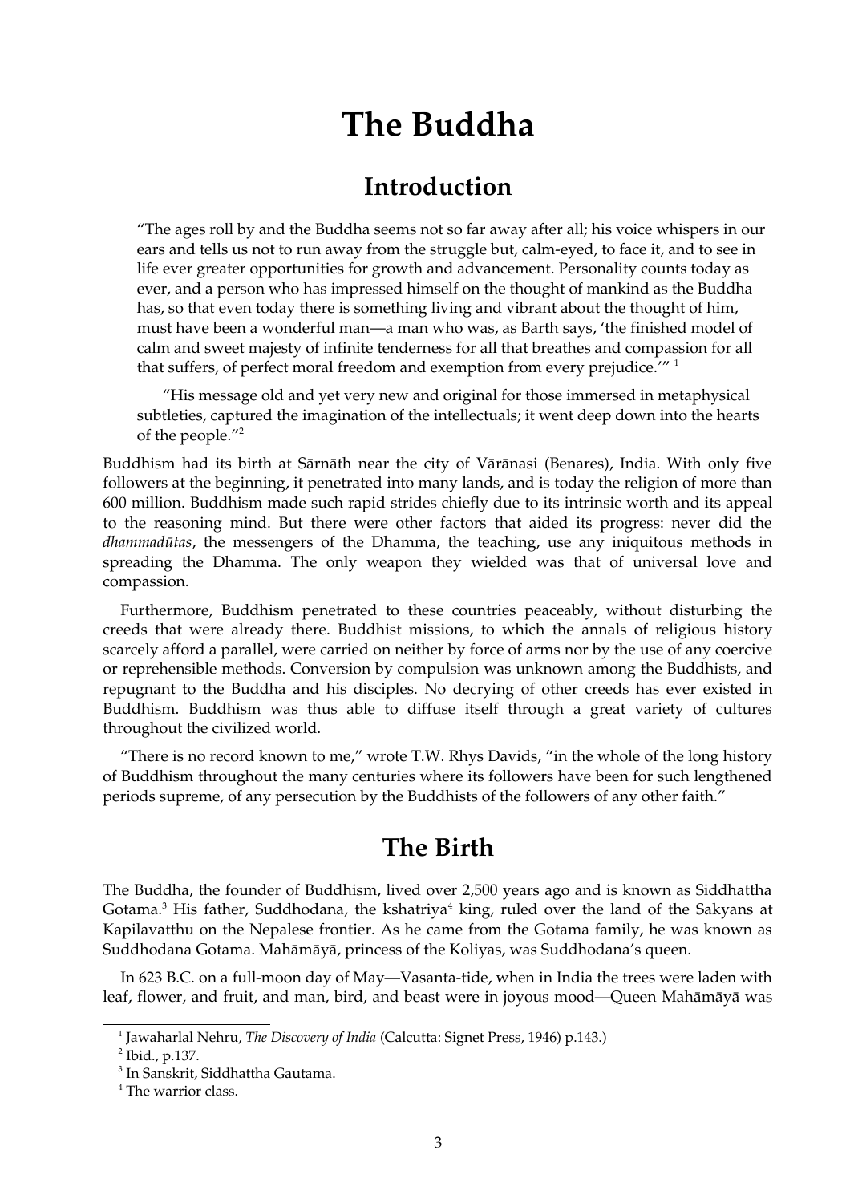# The Buddha

## Introduction

> "The ages roll by and the Buddha seems not so far away after all; his voice whispers in our ears and tells us not to run away from the struggle but, calm-eyed, to face it, and to see in life ever greater opportunities for growth and advancement. Personality counts today as ever, and a person who has impressed himself on the thought of mankind as the Buddha has, so that even today there is something living and vibrant about the thought of him, must have been a wonderful man—a man who was, as Barth says, 'the finished model of calm and sweet majesty of infinite tenderness for all that breathes and compassion for all that suffers, of perfect moral freedom and exemption from every prejudice.'"[1]
>
> "His message old and yet very new and original for those immersed in metaphysical subtleties, captured the imagination of the intellectuals; it went deep down into the hearts of the people."[2]

Buddhism had its birth at Sārnāth near the city of Vārānasi (Benares), India. With only five followers at the beginning, it penetrated into many lands, and is today the religion of more than 600 million. Buddhism made such rapid strides chiefly due to its intrinsic worth and its appeal to the reasoning mind. But there were other factors that aided its progress: never did the *dhammadūtas*, the messengers of the Dhamma, the teaching, use any iniquitous methods in spreading the Dhamma. The only weapon they wielded was that of universal love and compassion.

Furthermore, Buddhism penetrated to these countries peaceably, without disturbing the creeds that were already there. Buddhist missions, to which the annals of religious history scarcely afford a parallel, were carried on neither by force of arms nor by the use of any coercive or reprehensible methods. Conversion by compulsion was unknown among the Buddhists, and repugnant to the Buddha and his disciples. No decrying of other creeds has ever existed in Buddhism. Buddhism was thus able to diffuse itself through a great variety of cultures throughout the civilized world.

"There is no record known to me," wrote T.W. Rhys Davids, "in the whole of the long history of Buddhism throughout the many centuries where its followers have been for such lengthened periods supreme, of any persecution by the Buddhists of the followers of any other faith."

## The Birth

The Buddha, the founder of Buddhism, lived over 2,500 years ago and is known as Siddhattha Gotama.[3] His father, Suddhodana, the kshatriya[4] king, ruled over the land of the Sakyans at Kapilavatthu on the Nepalese frontier. As he came from the Gotama family, he was known as Suddhodana Gotama. Mahāmāyā, princess of the Koliyas, was Suddhodana's queen.

In 623 B.C. on a full-moon day of May—Vasanta-tide, when in India the trees were laden with leaf, flower, and fruit, and man, bird, and beast were in joyous mood—Queen Mahāmāyā was

---

[1] Jawaharlal Nehru, *The Discovery of India* (Calcutta: Signet Press, 1946) p.143.)

[2] Ibid., p.137.

[3] In Sanskrit, Siddhattha Gautama.

[4] The warrior class.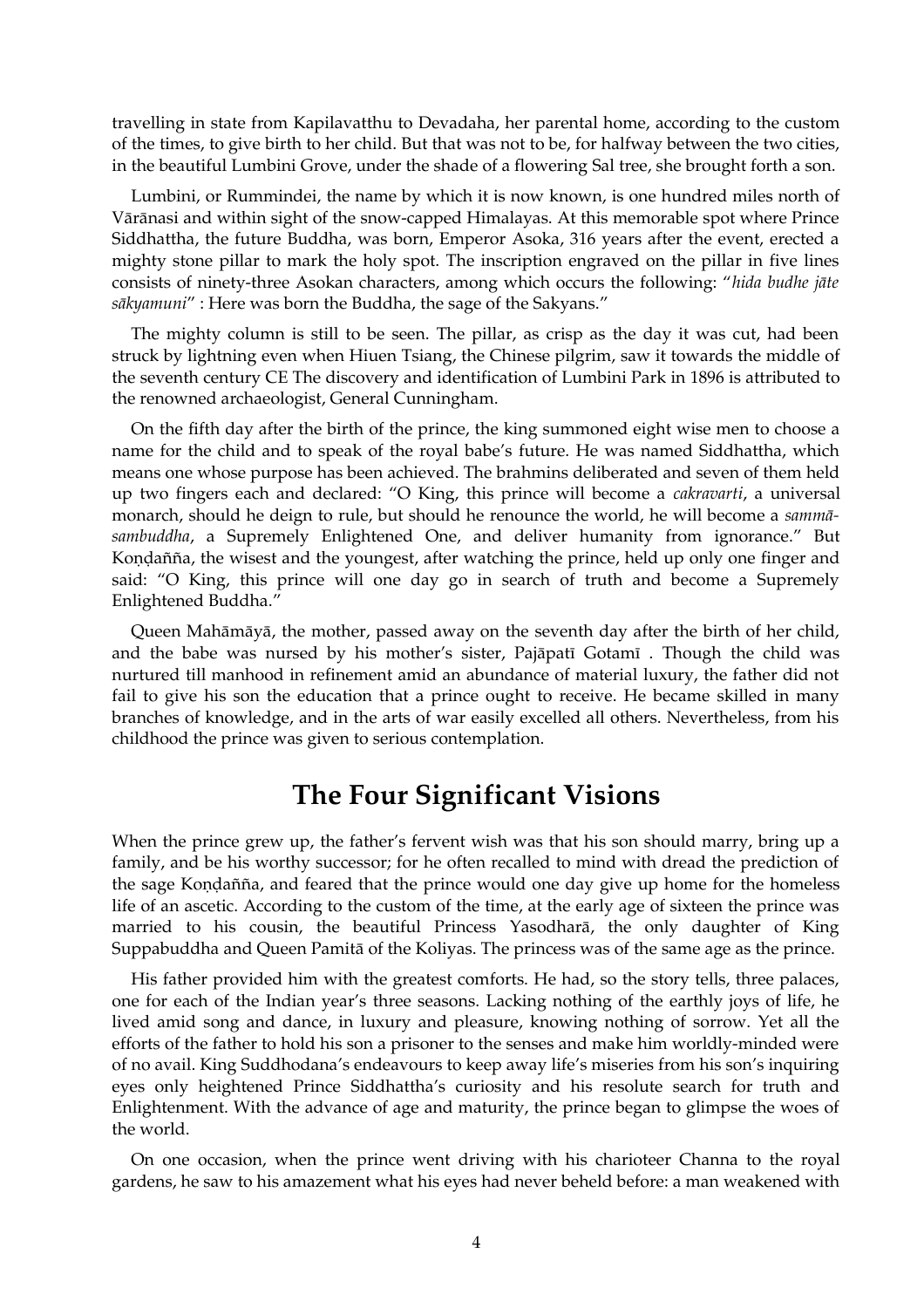travelling in state from Kapilavatthu to Devadaha, her parental home, according to the custom of the times, to give birth to her child. But that was not to be, for halfway between the two cities, in the beautiful Lumbini Grove, under the shade of a flowering Sal tree, she brought forth a son.

Lumbini, or Rummindei, the name by which it is now known, is one hundred miles north of Vārānasi and within sight of the snow-capped Himalayas. At this memorable spot where Prince Siddhattha, the future Buddha, was born, Emperor Asoka, 316 years after the event, erected a mighty stone pillar to mark the holy spot. The inscription engraved on the pillar in five lines consists of ninety-three Asokan characters, among which occurs the following: "*hida budhe jāte sākyamuni*" : Here was born the Buddha, the sage of the Sakyans."

The mighty column is still to be seen. The pillar, as crisp as the day it was cut, had been struck by lightning even when Hiuen Tsiang, the Chinese pilgrim, saw it towards the middle of the seventh century CE The discovery and identification of Lumbini Park in 1896 is attributed to the renowned archaeologist, General Cunningham.

On the fifth day after the birth of the prince, the king summoned eight wise men to choose a name for the child and to speak of the royal babe's future. He was named Siddhattha, which means one whose purpose has been achieved. The brahmins deliberated and seven of them held up two fingers each and declared: "O King, this prince will become a *cakravarti*, a universal monarch, should he deign to rule, but should he renounce the world, he will become a *sammā-sambuddha*, a Supremely Enlightened One, and deliver humanity from ignorance." But Koṇḍañña, the wisest and the youngest, after watching the prince, held up only one finger and said: "O King, this prince will one day go in search of truth and become a Supremely Enlightened Buddha."

Queen Mahāmāyā, the mother, passed away on the seventh day after the birth of her child, and the babe was nursed by his mother's sister, Pajāpatī Gotamī . Though the child was nurtured till manhood in refinement amid an abundance of material luxury, the father did not fail to give his son the education that a prince ought to receive. He became skilled in many branches of knowledge, and in the arts of war easily excelled all others. Nevertheless, from his childhood the prince was given to serious contemplation.

## The Four Significant Visions

When the prince grew up, the father's fervent wish was that his son should marry, bring up a family, and be his worthy successor; for he often recalled to mind with dread the prediction of the sage Koṇḍañña, and feared that the prince would one day give up home for the homeless life of an ascetic. According to the custom of the time, at the early age of sixteen the prince was married to his cousin, the beautiful Princess Yasodharā, the only daughter of King Suppabuddha and Queen Pamitā of the Koliyas. The princess was of the same age as the prince.

His father provided him with the greatest comforts. He had, so the story tells, three palaces, one for each of the Indian year's three seasons. Lacking nothing of the earthly joys of life, he lived amid song and dance, in luxury and pleasure, knowing nothing of sorrow. Yet all the efforts of the father to hold his son a prisoner to the senses and make him worldly-minded were of no avail. King Suddhodana's endeavours to keep away life's miseries from his son's inquiring eyes only heightened Prince Siddhattha's curiosity and his resolute search for truth and Enlightenment. With the advance of age and maturity, the prince began to glimpse the woes of the world.

On one occasion, when the prince went driving with his charioteer Channa to the royal gardens, he saw to his amazement what his eyes had never beheld before: a man weakened with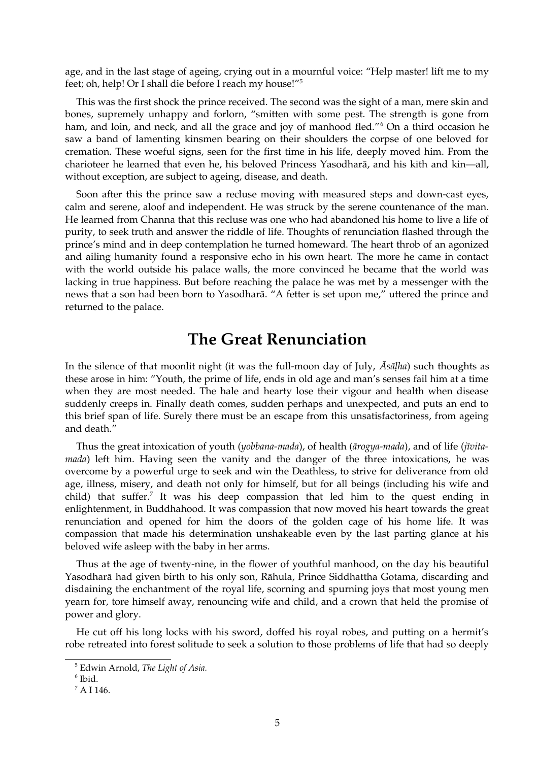age, and in the last stage of ageing, crying out in a mournful voice: "Help master! lift me to my feet; oh, help! Or I shall die before I reach my house!"[5]

This was the first shock the prince received. The second was the sight of a man, mere skin and bones, supremely unhappy and forlorn, "smitten with some pest. The strength is gone from ham, and loin, and neck, and all the grace and joy of manhood fled."[6] On a third occasion he saw a band of lamenting kinsmen bearing on their shoulders the corpse of one beloved for cremation. These woeful signs, seen for the first time in his life, deeply moved him. From the charioteer he learned that even he, his beloved Princess Yasodharā, and his kith and kin—all, without exception, are subject to ageing, disease, and death.

Soon after this the prince saw a recluse moving with measured steps and down-cast eyes, calm and serene, aloof and independent. He was struck by the serene countenance of the man. He learned from Channa that this recluse was one who had abandoned his home to live a life of purity, to seek truth and answer the riddle of life. Thoughts of renunciation flashed through the prince's mind and in deep contemplation he turned homeward. The heart throb of an agonized and ailing humanity found a responsive echo in his own heart. The more he came in contact with the world outside his palace walls, the more convinced he became that the world was lacking in true happiness. But before reaching the palace he was met by a messenger with the news that a son had been born to Yasodharā. "A fetter is set upon me," uttered the prince and returned to the palace.

## The Great Renunciation

In the silence of that moonlit night (it was the full-moon day of July, *Āsāḷha*) such thoughts as these arose in him: "Youth, the prime of life, ends in old age and man's senses fail him at a time when they are most needed. The hale and hearty lose their vigour and health when disease suddenly creeps in. Finally death comes, sudden perhaps and unexpected, and puts an end to this brief span of life. Surely there must be an escape from this unsatisfactoriness, from ageing and death."

Thus the great intoxication of youth (*yobbana-mada*), of health (*ārogya-mada*), and of life (*jīvita-mada*) left him. Having seen the vanity and the danger of the three intoxications, he was overcome by a powerful urge to seek and win the Deathless, to strive for deliverance from old age, illness, misery, and death not only for himself, but for all beings (including his wife and child) that suffer.[7] It was his deep compassion that led him to the quest ending in enlightenment, in Buddhahood. It was compassion that now moved his heart towards the great renunciation and opened for him the doors of the golden cage of his home life. It was compassion that made his determination unshakeable even by the last parting glance at his beloved wife asleep with the baby in her arms.

Thus at the age of twenty-nine, in the flower of youthful manhood, on the day his beautiful Yasodharā had given birth to his only son, Rāhula, Prince Siddhattha Gotama, discarding and disdaining the enchantment of the royal life, scorning and spurning joys that most young men yearn for, tore himself away, renouncing wife and child, and a crown that held the promise of power and glory.

He cut off his long locks with his sword, doffed his royal robes, and putting on a hermit's robe retreated into forest solitude to seek a solution to those problems of life that had so deeply

---

[5] Edwin Arnold, *The Light of Asia.*

[6] Ibid.

[7] A I 146.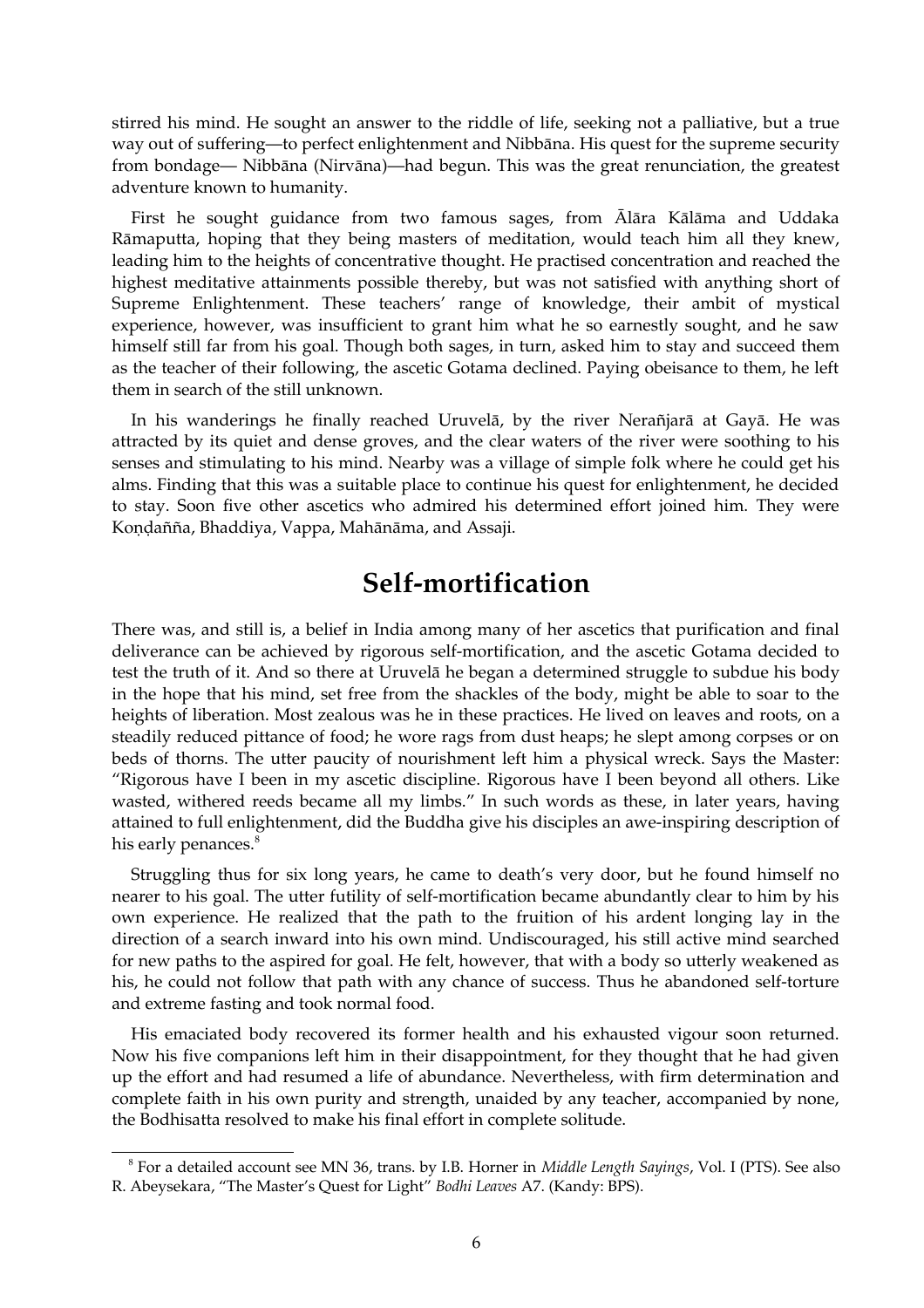stirred his mind. He sought an answer to the riddle of life, seeking not a palliative, but a true way out of suffering—to perfect enlightenment and Nibbāna. His quest for the supreme security from bondage— Nibbāna (Nirvāna)—had begun. This was the great renunciation, the greatest adventure known to humanity.

First he sought guidance from two famous sages, from Ālāra Kālāma and Uddaka Rāmaputta, hoping that they being masters of meditation, would teach him all they knew, leading him to the heights of concentrative thought. He practised concentration and reached the highest meditative attainments possible thereby, but was not satisfied with anything short of Supreme Enlightenment. These teachers' range of knowledge, their ambit of mystical experience, however, was insufficient to grant him what he so earnestly sought, and he saw himself still far from his goal. Though both sages, in turn, asked him to stay and succeed them as the teacher of their following, the ascetic Gotama declined. Paying obeisance to them, he left them in search of the still unknown.

In his wanderings he finally reached Uruvelā, by the river Nerañjarā at Gayā. He was attracted by its quiet and dense groves, and the clear waters of the river were soothing to his senses and stimulating to his mind. Nearby was a village of simple folk where he could get his alms. Finding that this was a suitable place to continue his quest for enlightenment, he decided to stay. Soon five other ascetics who admired his determined effort joined him. They were Koṇḍañña, Bhaddiya, Vappa, Mahānāma, and Assaji.

## Self-mortification

There was, and still is, a belief in India among many of her ascetics that purification and final deliverance can be achieved by rigorous self-mortification, and the ascetic Gotama decided to test the truth of it. And so there at Uruvelā he began a determined struggle to subdue his body in the hope that his mind, set free from the shackles of the body, might be able to soar to the heights of liberation. Most zealous was he in these practices. He lived on leaves and roots, on a steadily reduced pittance of food; he wore rags from dust heaps; he slept among corpses or on beds of thorns. The utter paucity of nourishment left him a physical wreck. Says the Master: "Rigorous have I been in my ascetic discipline. Rigorous have I been beyond all others. Like wasted, withered reeds became all my limbs." In such words as these, in later years, having attained to full enlightenment, did the Buddha give his disciples an awe-inspiring description of his early penances.[8]

Struggling thus for six long years, he came to death's very door, but he found himself no nearer to his goal. The utter futility of self-mortification became abundantly clear to him by his own experience. He realized that the path to the fruition of his ardent longing lay in the direction of a search inward into his own mind. Undiscouraged, his still active mind searched for new paths to the aspired for goal. He felt, however, that with a body so utterly weakened as his, he could not follow that path with any chance of success. Thus he abandoned self-torture and extreme fasting and took normal food.

His emaciated body recovered its former health and his exhausted vigour soon returned. Now his five companions left him in their disappointment, for they thought that he had given up the effort and had resumed a life of abundance. Nevertheless, with firm determination and complete faith in his own purity and strength, unaided by any teacher, accompanied by none, the Bodhisatta resolved to make his final effort in complete solitude.

---

[8] For a detailed account see MN 36, trans. by I.B. Horner in *Middle Length Sayings*, Vol. I (PTS). See also R. Abeysekara, "The Master's Quest for Light" *Bodhi Leaves* A7. (Kandy: BPS).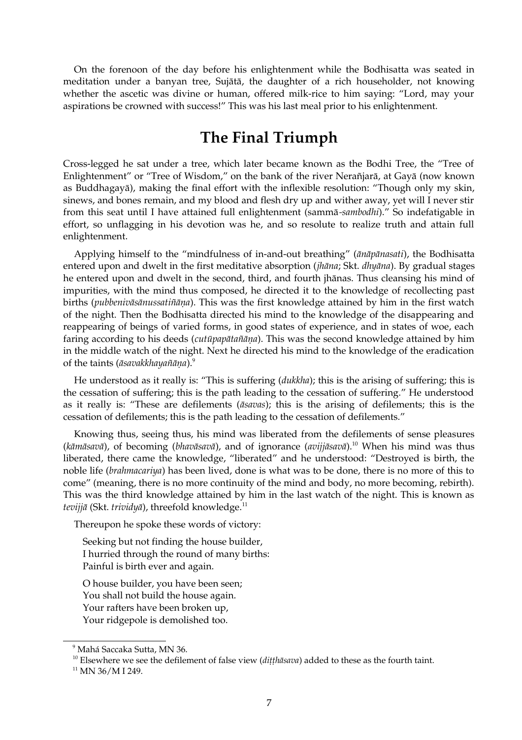On the forenoon of the day before his enlightenment while the Bodhisatta was seated in meditation under a banyan tree, Sujātā, the daughter of a rich householder, not knowing whether the ascetic was divine or human, offered milk-rice to him saying: "Lord, may your aspirations be crowned with success!" This was his last meal prior to his enlightenment.

## The Final Triumph

Cross-legged he sat under a tree, which later became known as the Bodhi Tree, the "Tree of Enlightenment" or "Tree of Wisdom," on the bank of the river Nerañjarā, at Gayā (now known as Buddhagayā), making the final effort with the inflexible resolution: "Though only my skin, sinews, and bones remain, and my blood and flesh dry up and wither away, yet will I never stir from this seat until I have attained full enlightenment (sammā-*sambodhi*)." So indefatigable in effort, so unflagging in his devotion was he, and so resolute to realize truth and attain full enlightenment.

Applying himself to the "mindfulness of in-and-out breathing" (*ānāpānasati*), the Bodhisatta entered upon and dwelt in the first meditative absorption (*jhāna*; Skt. *dhyāna*). By gradual stages he entered upon and dwelt in the second, third, and fourth jhānas. Thus cleansing his mind of impurities, with the mind thus composed, he directed it to the knowledge of recollecting past births (*pubbenivāsānussatiñāṇa*). This was the first knowledge attained by him in the first watch of the night. Then the Bodhisatta directed his mind to the knowledge of the disappearing and reappearing of beings of varied forms, in good states of experience, and in states of woe, each faring according to his deeds (*cutūpapātañāṇa*). This was the second knowledge attained by him in the middle watch of the night. Next he directed his mind to the knowledge of the eradication of the taints (*āsavakkhayañāṇa*).[9]

He understood as it really is: "This is suffering (*dukkha*); this is the arising of suffering; this is the cessation of suffering; this is the path leading to the cessation of suffering." He understood as it really is: "These are defilements (*āsavas*); this is the arising of defilements; this is the cessation of defilements; this is the path leading to the cessation of defilements."

Knowing thus, seeing thus, his mind was liberated from the defilements of sense pleasures (*kāmāsavā*), of becoming (*bhavāsavā*), and of ignorance (*avijjāsavā*).[10] When his mind was thus liberated, there came the knowledge, "liberated" and he understood: "Destroyed is birth, the noble life (*brahmacariya*) has been lived, done is what was to be done, there is no more of this to come" (meaning, there is no more continuity of the mind and body, no more becoming, rebirth). This was the third knowledge attained by him in the last watch of the night. This is known as *tevijjā* (Skt. *trividyā*), threefold knowledge.[11]

Thereupon he spoke these words of victory:

> Seeking but not finding the house builder,
> I hurried through the round of many births:
> Painful is birth ever and again.
>
> O house builder, you have been seen;
> You shall not build the house again.
> Your rafters have been broken up,
> Your ridgepole is demolished too.

---

[9] Mahá Saccaka Sutta, MN 36.

[10] Elsewhere we see the defilement of false view (*diṭṭhāsava*) added to these as the fourth taint.

[11] MN 36/M I 249.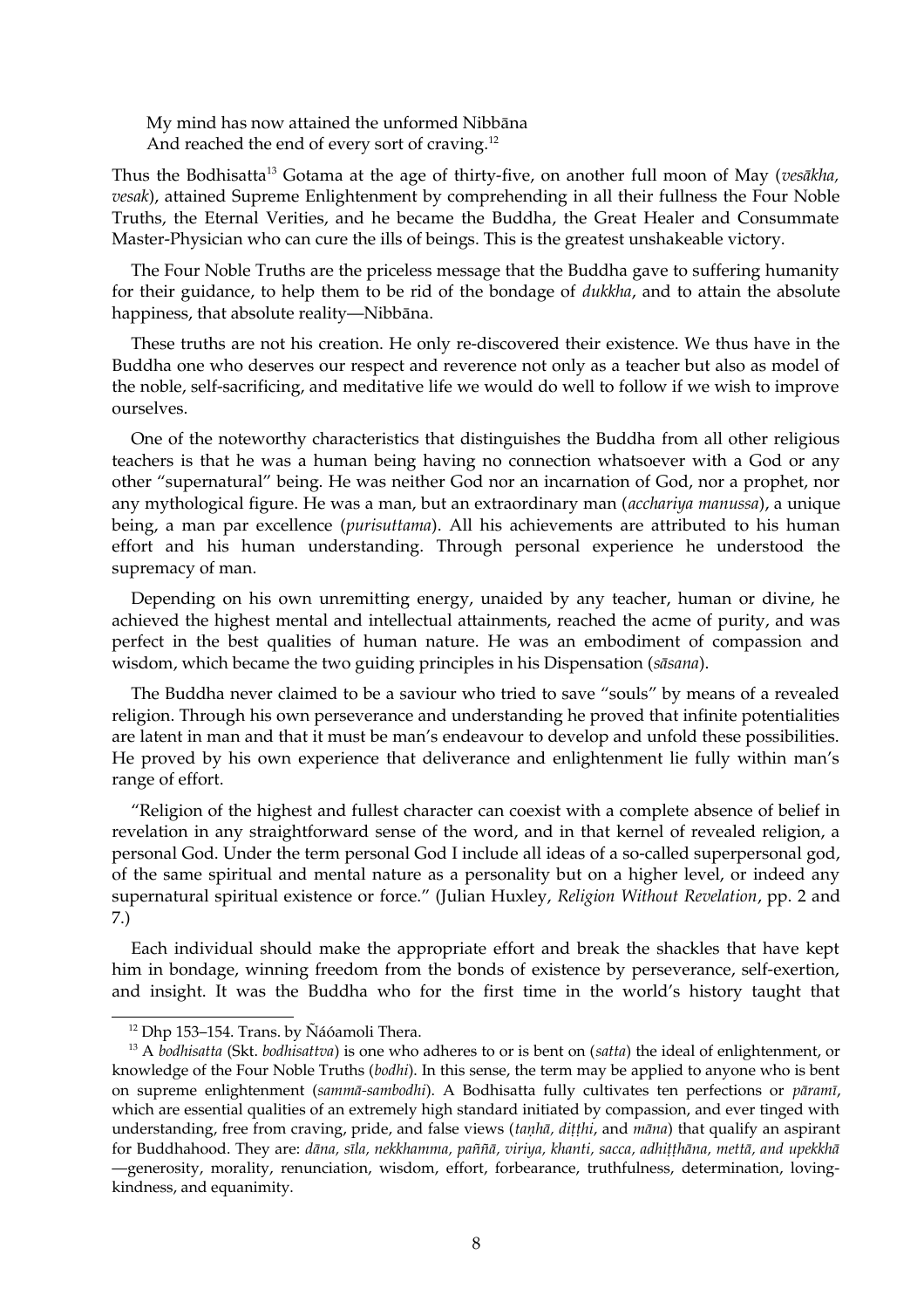My mind has now attained the unformed Nibbāna  
And reached the end of every sort of craving.[12]

Thus the Bodhisatta[13] Gotama at the age of thirty-five, on another full moon of May (*vesākha, vesak*), attained Supreme Enlightenment by comprehending in all their fullness the Four Noble Truths, the Eternal Verities, and he became the Buddha, the Great Healer and Consummate Master-Physician who can cure the ills of beings. This is the greatest unshakeable victory.

The Four Noble Truths are the priceless message that the Buddha gave to suffering humanity for their guidance, to help them to be rid of the bondage of *dukkha*, and to attain the absolute happiness, that absolute reality—Nibbāna.

These truths are not his creation. He only re-discovered their existence. We thus have in the Buddha one who deserves our respect and reverence not only as a teacher but also as model of the noble, self-sacrificing, and meditative life we would do well to follow if we wish to improve ourselves.

One of the noteworthy characteristics that distinguishes the Buddha from all other religious teachers is that he was a human being having no connection whatsoever with a God or any other "supernatural" being. He was neither God nor an incarnation of God, nor a prophet, nor any mythological figure. He was a man, but an extraordinary man (*acchariya manussa*), a unique being, a man par excellence (*purisuttama*). All his achievements are attributed to his human effort and his human understanding. Through personal experience he understood the supremacy of man.

Depending on his own unremitting energy, unaided by any teacher, human or divine, he achieved the highest mental and intellectual attainments, reached the acme of purity, and was perfect in the best qualities of human nature. He was an embodiment of compassion and wisdom, which became the two guiding principles in his Dispensation (*sāsana*).

The Buddha never claimed to be a saviour who tried to save "souls" by means of a revealed religion. Through his own perseverance and understanding he proved that infinite potentialities are latent in man and that it must be man's endeavour to develop and unfold these possibilities. He proved by his own experience that deliverance and enlightenment lie fully within man's range of effort.

"Religion of the highest and fullest character can coexist with a complete absence of belief in revelation in any straightforward sense of the word, and in that kernel of revealed religion, a personal God. Under the term personal God I include all ideas of a so-called superpersonal god, of the same spiritual and mental nature as a personality but on a higher level, or indeed any supernatural spiritual existence or force." (Julian Huxley, *Religion Without Revelation*, pp. 2 and 7.)

Each individual should make the appropriate effort and break the shackles that have kept him in bondage, winning freedom from the bonds of existence by perseverance, self-exertion, and insight. It was the Buddha who for the first time in the world's history taught that

---

[12] Dhp 153–154. Trans. by Ñáóamoli Thera.

[13] A *bodhisatta* (Skt. *bodhisattva*) is one who adheres to or is bent on (*satta*) the ideal of enlightenment, or knowledge of the Four Noble Truths (*bodhi*). In this sense, the term may be applied to anyone who is bent on supreme enlightenment (*sammā-sambodhi*). A Bodhisatta fully cultivates ten perfections or *pāramī*, which are essential qualities of an extremely high standard initiated by compassion, and ever tinged with understanding, free from craving, pride, and false views (*taṇhā, diṭṭhi*, and *māna*) that qualify an aspirant for Buddhahood. They are: *dāna, sīla, nekkhamma, paññā, viriya, khanti, sacca, adhiṭṭhāna, mettā, and upekkhā* —generosity, morality, renunciation, wisdom, effort, forbearance, truthfulness, determination, loving-kindness, and equanimity.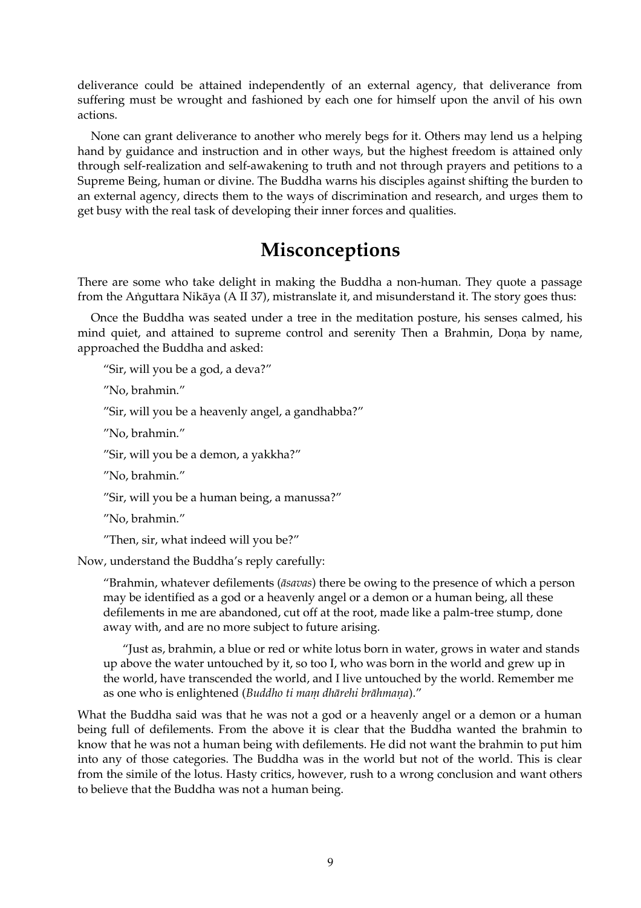deliverance could be attained independently of an external agency, that deliverance from suffering must be wrought and fashioned by each one for himself upon the anvil of his own actions.

None can grant deliverance to another who merely begs for it. Others may lend us a helping hand by guidance and instruction and in other ways, but the highest freedom is attained only through self-realization and self-awakening to truth and not through prayers and petitions to a Supreme Being, human or divine. The Buddha warns his disciples against shifting the burden to an external agency, directs them to the ways of discrimination and research, and urges them to get busy with the real task of developing their inner forces and qualities.

## Misconceptions

There are some who take delight in making the Buddha a non-human. They quote a passage from the Aṅguttara Nikāya (A II 37), mistranslate it, and misunderstand it. The story goes thus:

Once the Buddha was seated under a tree in the meditation posture, his senses calmed, his mind quiet, and attained to supreme control and serenity Then a Brahmin, Doṇa by name, approached the Buddha and asked:

> "Sir, will you be a god, a deva?"
>
> "No, brahmin."
>
> "Sir, will you be a heavenly angel, a gandhabba?"
>
> "No, brahmin."
>
> "Sir, will you be a demon, a yakkha?"
>
> "No, brahmin."
>
> "Sir, will you be a human being, a manussa?"
>
> "No, brahmin."
>
> "Then, sir, what indeed will you be?"

Now, understand the Buddha's reply carefully:

> "Brahmin, whatever defilements (*āsavas*) there be owing to the presence of which a person may be identified as a god or a heavenly angel or a demon or a human being, all these defilements in me are abandoned, cut off at the root, made like a palm-tree stump, done away with, and are no more subject to future arising.
>
> "Just as, brahmin, a blue or red or white lotus born in water, grows in water and stands up above the water untouched by it, so too I, who was born in the world and grew up in the world, have transcended the world, and I live untouched by the world. Remember me as one who is enlightened (*Buddho ti maṃ dhārehi brāhmaṇa*)."

What the Buddha said was that he was not a god or a heavenly angel or a demon or a human being full of defilements. From the above it is clear that the Buddha wanted the brahmin to know that he was not a human being with defilements. He did not want the brahmin to put him into any of those categories. The Buddha was in the world but not of the world. This is clear from the simile of the lotus. Hasty critics, however, rush to a wrong conclusion and want others to believe that the Buddha was not a human being.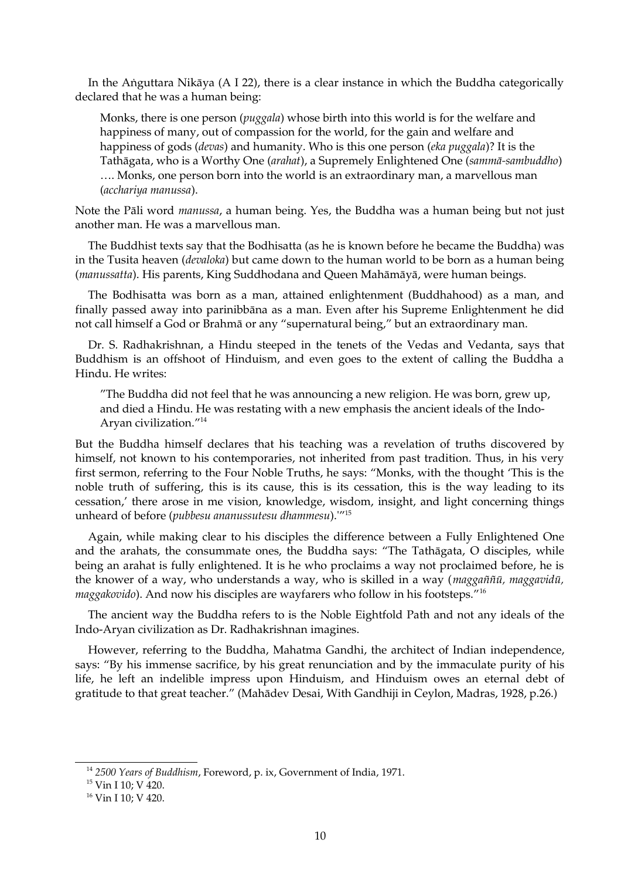In the Aṅguttara Nikāya (A I 22), there is a clear instance in which the Buddha categorically declared that he was a human being:

> Monks, there is one person (*puggala*) whose birth into this world is for the welfare and happiness of many, out of compassion for the world, for the gain and welfare and happiness of gods (*devas*) and humanity. Who is this one person (*eka puggala*)? It is the Tathāgata, who is a Worthy One (*arahat*), a Supremely Enlightened One (*sammā-sambuddho*) …. Monks, one person born into the world is an extraordinary man, a marvellous man (*acchariya manussa*).

Note the Pāli word *manussa*, a human being. Yes, the Buddha was a human being but not just another man. He was a marvellous man.

The Buddhist texts say that the Bodhisatta (as he is known before he became the Buddha) was in the Tusita heaven (*devaloka*) but came down to the human world to be born as a human being (*manussatta*). His parents, King Suddhodana and Queen Mahāmāyā, were human beings.

The Bodhisatta was born as a man, attained enlightenment (Buddhahood) as a man, and finally passed away into parinibbāna as a man. Even after his Supreme Enlightenment he did not call himself a God or Brahmā or any "supernatural being," but an extraordinary man.

Dr. S. Radhakrishnan, a Hindu steeped in the tenets of the Vedas and Vedanta, says that Buddhism is an offshoot of Hinduism, and even goes to the extent of calling the Buddha a Hindu. He writes:

> "The Buddha did not feel that he was announcing a new religion. He was born, grew up, and died a Hindu. He was restating with a new emphasis the ancient ideals of the Indo-Aryan civilization."[14]

But the Buddha himself declares that his teaching was a revelation of truths discovered by himself, not known to his contemporaries, not inherited from past tradition. Thus, in his very first sermon, referring to the Four Noble Truths, he says: "Monks, with the thought 'This is the noble truth of suffering, this is its cause, this is its cessation, this is the way leading to its cessation,' there arose in me vision, knowledge, wisdom, insight, and light concerning things unheard of before (*pubbesu ananussutesu dhammesu*).'"[15]

Again, while making clear to his disciples the difference between a Fully Enlightened One and the arahats, the consummate ones, the Buddha says: "The Tathāgata, O disciples, while being an arahat is fully enlightened. It is he who proclaims a way not proclaimed before, he is the knower of a way, who understands a way, who is skilled in a way (*maggaññū, maggavidū, maggakovido*). And now his disciples are wayfarers who follow in his footsteps."[16]

The ancient way the Buddha refers to is the Noble Eightfold Path and not any ideals of the Indo-Aryan civilization as Dr. Radhakrishnan imagines.

However, referring to the Buddha, Mahatma Gandhi, the architect of Indian independence, says: "By his immense sacrifice, by his great renunciation and by the immaculate purity of his life, he left an indelible impress upon Hinduism, and Hinduism owes an eternal debt of gratitude to that great teacher." (Mahādev Desai, With Gandhiji in Ceylon, Madras, 1928, p.26.)

---

[14] *2500 Years of Buddhism*, Foreword, p. ix, Government of India, 1971.

[15] Vin I 10; V 420.

[16] Vin I 10; V 420.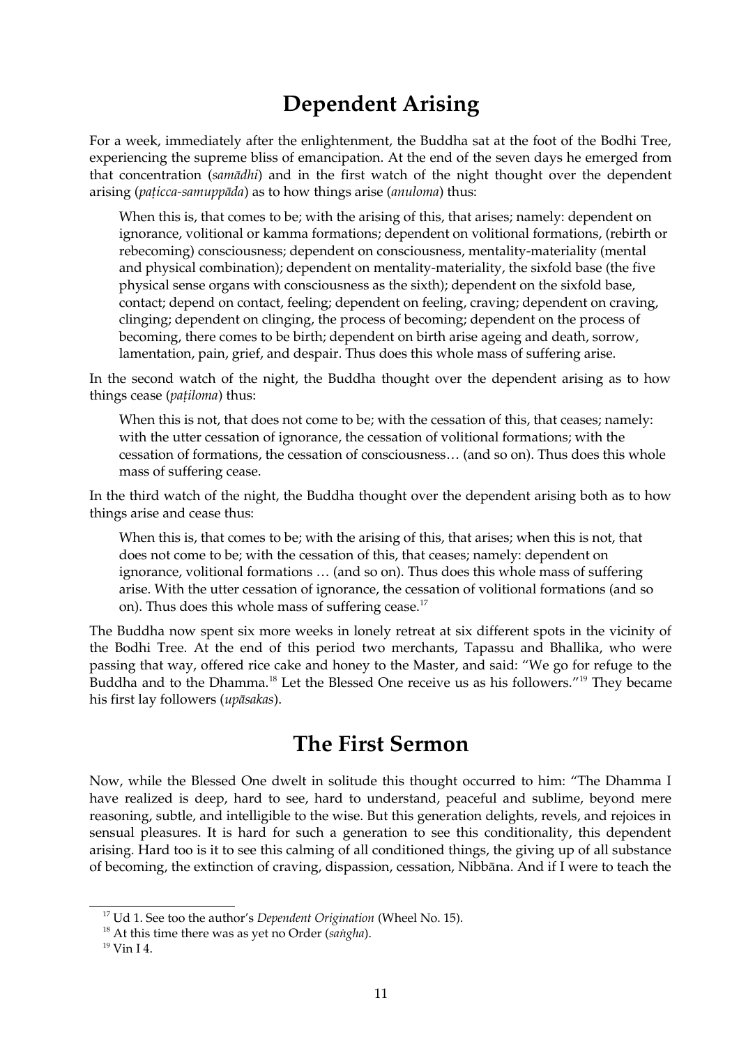## Dependent Arising

For a week, immediately after the enlightenment, the Buddha sat at the foot of the Bodhi Tree, experiencing the supreme bliss of emancipation. At the end of the seven days he emerged from that concentration (*samādhi*) and in the first watch of the night thought over the dependent arising (*paṭicca-samuppāda*) as to how things arise (*anuloma*) thus:

> When this is, that comes to be; with the arising of this, that arises; namely: dependent on ignorance, volitional or kamma formations; dependent on volitional formations, (rebirth or rebecoming) consciousness; dependent on consciousness, mentality-materiality (mental and physical combination); dependent on mentality-materiality, the sixfold base (the five physical sense organs with consciousness as the sixth); dependent on the sixfold base, contact; depend on contact, feeling; dependent on feeling, craving; dependent on craving, clinging; dependent on clinging, the process of becoming; dependent on the process of becoming, there comes to be birth; dependent on birth arise ageing and death, sorrow, lamentation, pain, grief, and despair. Thus does this whole mass of suffering arise.

In the second watch of the night, the Buddha thought over the dependent arising as to how things cease (*paṭiloma*) thus:

> When this is not, that does not come to be; with the cessation of this, that ceases; namely: with the utter cessation of ignorance, the cessation of volitional formations; with the cessation of formations, the cessation of consciousness… (and so on). Thus does this whole mass of suffering cease.

In the third watch of the night, the Buddha thought over the dependent arising both as to how things arise and cease thus:

> When this is, that comes to be; with the arising of this, that arises; when this is not, that does not come to be; with the cessation of this, that ceases; namely: dependent on ignorance, volitional formations … (and so on). Thus does this whole mass of suffering arise. With the utter cessation of ignorance, the cessation of volitional formations (and so on). Thus does this whole mass of suffering cease.[17]

The Buddha now spent six more weeks in lonely retreat at six different spots in the vicinity of the Bodhi Tree. At the end of this period two merchants, Tapassu and Bhallika, who were passing that way, offered rice cake and honey to the Master, and said: "We go for refuge to the Buddha and to the Dhamma.[18] Let the Blessed One receive us as his followers."[19] They became his first lay followers (*upāsakas*).

## The First Sermon

Now, while the Blessed One dwelt in solitude this thought occurred to him: "The Dhamma I have realized is deep, hard to see, hard to understand, peaceful and sublime, beyond mere reasoning, subtle, and intelligible to the wise. But this generation delights, revels, and rejoices in sensual pleasures. It is hard for such a generation to see this conditionality, this dependent arising. Hard too is it to see this calming of all conditioned things, the giving up of all substance of becoming, the extinction of craving, dispassion, cessation, Nibbāna. And if I were to teach the

---

[17] Ud 1. See too the author's *Dependent Origination* (Wheel No. 15).

[18] At this time there was as yet no Order (*saṅgha*).

[19] Vin I 4.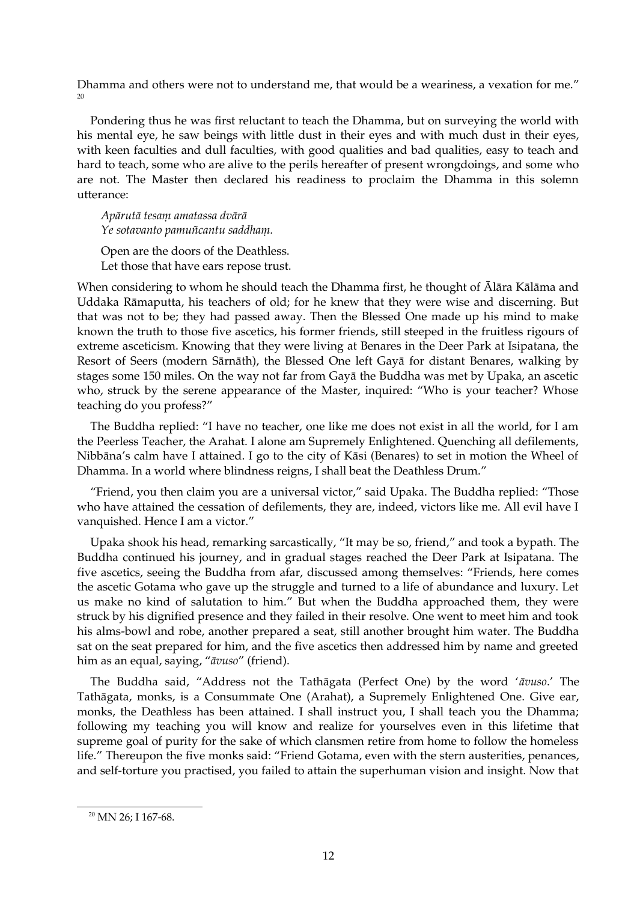Dhamma and others were not to understand me, that would be a weariness, a vexation for me."[20]

Pondering thus he was first reluctant to teach the Dhamma, but on surveying the world with his mental eye, he saw beings with little dust in their eyes and with much dust in their eyes, with keen faculties and dull faculties, with good qualities and bad qualities, easy to teach and hard to teach, some who are alive to the perils hereafter of present wrongdoings, and some who are not. The Master then declared his readiness to proclaim the Dhamma in this solemn utterance:

*Apārutā tesaṃ amatassa dvārā*
*Ye sotavanto pamuñcantu saddhaṃ.*

Open are the doors of the Deathless.
Let those that have ears repose trust.

When considering to whom he should teach the Dhamma first, he thought of Ālāra Kālāma and Uddaka Rāmaputta, his teachers of old; for he knew that they were wise and discerning. But that was not to be; they had passed away. Then the Blessed One made up his mind to make known the truth to those five ascetics, his former friends, still steeped in the fruitless rigours of extreme asceticism. Knowing that they were living at Benares in the Deer Park at Isipatana, the Resort of Seers (modern Sārnāth), the Blessed One left Gayā for distant Benares, walking by stages some 150 miles. On the way not far from Gayā the Buddha was met by Upaka, an ascetic who, struck by the serene appearance of the Master, inquired: "Who is your teacher? Whose teaching do you profess?"

The Buddha replied: "I have no teacher, one like me does not exist in all the world, for I am the Peerless Teacher, the Arahat. I alone am Supremely Enlightened. Quenching all defilements, Nibbāna's calm have I attained. I go to the city of Kāsi (Benares) to set in motion the Wheel of Dhamma. In a world where blindness reigns, I shall beat the Deathless Drum."

"Friend, you then claim you are a universal victor," said Upaka. The Buddha replied: "Those who have attained the cessation of defilements, they are, indeed, victors like me. All evil have I vanquished. Hence I am a victor."

Upaka shook his head, remarking sarcastically, "It may be so, friend," and took a bypath. The Buddha continued his journey, and in gradual stages reached the Deer Park at Isipatana. The five ascetics, seeing the Buddha from afar, discussed among themselves: "Friends, here comes the ascetic Gotama who gave up the struggle and turned to a life of abundance and luxury. Let us make no kind of salutation to him." But when the Buddha approached them, they were struck by his dignified presence and they failed in their resolve. One went to meet him and took his alms-bowl and robe, another prepared a seat, still another brought him water. The Buddha sat on the seat prepared for him, and the five ascetics then addressed him by name and greeted him as an equal, saying, "*āvuso*" (friend).

The Buddha said, "Address not the Tathāgata (Perfect One) by the word '*āvuso*.' The Tathāgata, monks, is a Consummate One (Arahat), a Supremely Enlightened One. Give ear, monks, the Deathless has been attained. I shall instruct you, I shall teach you the Dhamma; following my teaching you will know and realize for yourselves even in this lifetime that supreme goal of purity for the sake of which clansmen retire from home to follow the homeless life." Thereupon the five monks said: "Friend Gotama, even with the stern austerities, penances, and self-torture you practised, you failed to attain the superhuman vision and insight. Now that

---

[20] MN 26; I 167-68.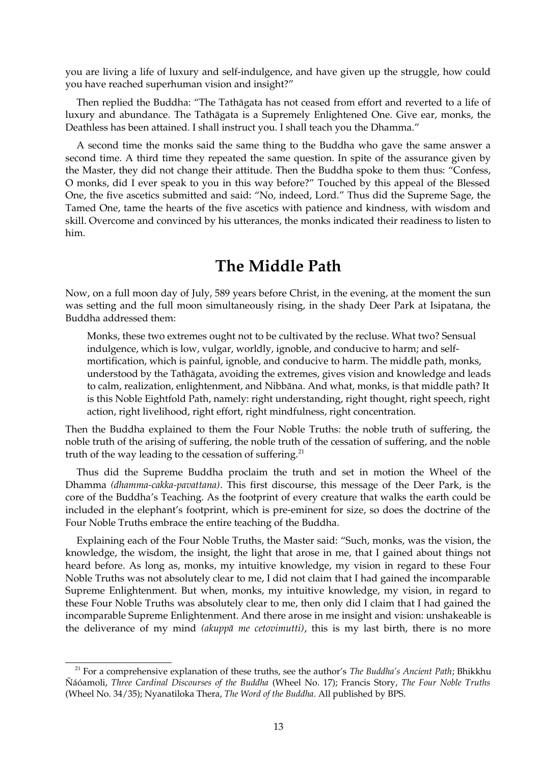you are living a life of luxury and self-indulgence, and have given up the struggle, how could you have reached superhuman vision and insight?"

Then replied the Buddha: "The Tathāgata has not ceased from effort and reverted to a life of luxury and abundance. The Tathāgata is a Supremely Enlightened One. Give ear, monks, the Deathless has been attained. I shall instruct you. I shall teach you the Dhamma."

A second time the monks said the same thing to the Buddha who gave the same answer a second time. A third time they repeated the same question. In spite of the assurance given by the Master, they did not change their attitude. Then the Buddha spoke to them thus: "Confess, O monks, did I ever speak to you in this way before?" Touched by this appeal of the Blessed One, the five ascetics submitted and said: "No, indeed, Lord." Thus did the Supreme Sage, the Tamed One, tame the hearts of the five ascetics with patience and kindness, with wisdom and skill. Overcome and convinced by his utterances, the monks indicated their readiness to listen to him.

## The Middle Path

Now, on a full moon day of July, 589 years before Christ, in the evening, at the moment the sun was setting and the full moon simultaneously rising, in the shady Deer Park at Isipatana, the Buddha addressed them:

> Monks, these two extremes ought not to be cultivated by the recluse. What two? Sensual indulgence, which is low, vulgar, worldly, ignoble, and conducive to harm; and self-mortification, which is painful, ignoble, and conducive to harm. The middle path, monks, understood by the Tathāgata, avoiding the extremes, gives vision and knowledge and leads to calm, realization, enlightenment, and Nibbāna. And what, monks, is that middle path? It is this Noble Eightfold Path, namely: right understanding, right thought, right speech, right action, right livelihood, right effort, right mindfulness, right concentration.

Then the Buddha explained to them the Four Noble Truths: the noble truth of suffering, the noble truth of the arising of suffering, the noble truth of the cessation of suffering, and the noble truth of the way leading to the cessation of suffering.[21]

Thus did the Supreme Buddha proclaim the truth and set in motion the Wheel of the Dhamma *(dhamma-cakka-pavattana)*. This first discourse, this message of the Deer Park, is the core of the Buddha's Teaching. As the footprint of every creature that walks the earth could be included in the elephant's footprint, which is pre-eminent for size, so does the doctrine of the Four Noble Truths embrace the entire teaching of the Buddha.

Explaining each of the Four Noble Truths, the Master said: "Such, monks, was the vision, the knowledge, the wisdom, the insight, the light that arose in me, that I gained about things not heard before. As long as, monks, my intuitive knowledge, my vision in regard to these Four Noble Truths was not absolutely clear to me, I did not claim that I had gained the incomparable Supreme Enlightenment. But when, monks, my intuitive knowledge, my vision, in regard to these Four Noble Truths was absolutely clear to me, then only did I claim that I had gained the incomparable Supreme Enlightenment. And there arose in me insight and vision: unshakeable is the deliverance of my mind *(akuppā me cetovimutti)*, this is my last birth, there is no more

[21] For a comprehensive explanation of these truths, see the author's *The Buddha's Ancient Path*; Bhikkhu Ñáóamoli, *Three Cardinal Discourses of the Buddha* (Wheel No. 17); Francis Story, *The Four Noble Truths* (Wheel No. 34/35); Nyanatiloka Thera, *The Word of the Buddha*. All published by BPS.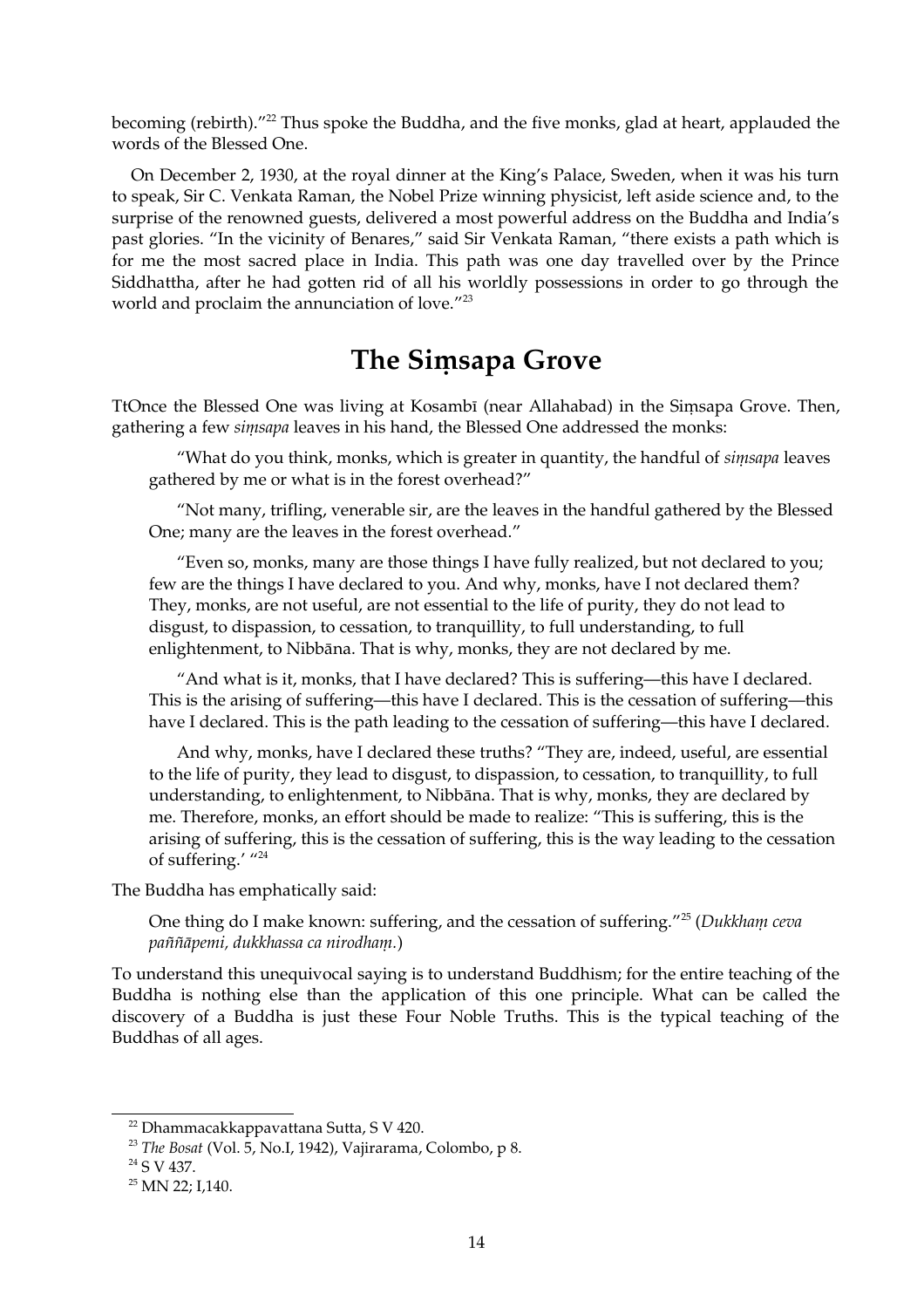becoming (rebirth)."[22] Thus spoke the Buddha, and the five monks, glad at heart, applauded the words of the Blessed One.

On December 2, 1930, at the royal dinner at the King's Palace, Sweden, when it was his turn to speak, Sir C. Venkata Raman, the Nobel Prize winning physicist, left aside science and, to the surprise of the renowned guests, delivered a most powerful address on the Buddha and India's past glories. "In the vicinity of Benares," said Sir Venkata Raman, "there exists a path which is for me the most sacred place in India. This path was one day travelled over by the Prince Siddhattha, after he had gotten rid of all his worldly possessions in order to go through the world and proclaim the annunciation of love."[23]

## The Siṃsapa Grove

TtOnce the Blessed One was living at Kosambī (near Allahabad) in the Siṃsapa Grove. Then, gathering a few *siṃsapa* leaves in his hand, the Blessed One addressed the monks:

> "What do you think, monks, which is greater in quantity, the handful of *siṃsapa* leaves gathered by me or what is in the forest overhead?"
>
> "Not many, trifling, venerable sir, are the leaves in the handful gathered by the Blessed One; many are the leaves in the forest overhead."
>
> "Even so, monks, many are those things I have fully realized, but not declared to you; few are the things I have declared to you. And why, monks, have I not declared them? They, monks, are not useful, are not essential to the life of purity, they do not lead to disgust, to dispassion, to cessation, to tranquillity, to full understanding, to full enlightenment, to Nibbāna. That is why, monks, they are not declared by me.
>
> "And what is it, monks, that I have declared? This is suffering—this have I declared. This is the arising of suffering—this have I declared. This is the cessation of suffering—this have I declared. This is the path leading to the cessation of suffering—this have I declared.
>
> And why, monks, have I declared these truths? "They are, indeed, useful, are essential to the life of purity, they lead to disgust, to dispassion, to cessation, to tranquillity, to full understanding, to enlightenment, to Nibbāna. That is why, monks, they are declared by me. Therefore, monks, an effort should be made to realize: "This is suffering, this is the arising of suffering, this is the cessation of suffering, this is the way leading to the cessation of suffering.' "[24]

The Buddha has emphatically said:

> One thing do I make known: suffering, and the cessation of suffering."[25] (*Dukkhaṃ ceva paññāpemi, dukkhassa ca nirodhaṃ.*)

To understand this unequivocal saying is to understand Buddhism; for the entire teaching of the Buddha is nothing else than the application of this one principle. What can be called the discovery of a Buddha is just these Four Noble Truths. This is the typical teaching of the Buddhas of all ages.

---

[22] Dhammacakkappavattana Sutta, S V 420.

[23] *The Bosat* (Vol. 5, No.I, 1942), Vajirarama, Colombo, p 8.

[24] S V 437.

[25] MN 22; I,140.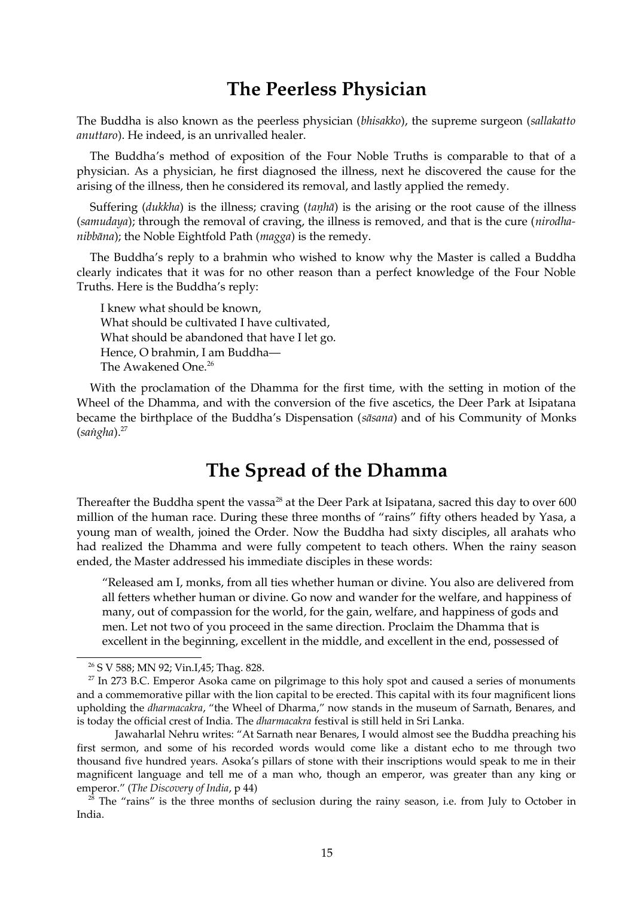## The Peerless Physician

The Buddha is also known as the peerless physician (*bhisakko*), the supreme surgeon (*sallakatto anuttaro*). He indeed, is an unrivalled healer.

The Buddha's method of exposition of the Four Noble Truths is comparable to that of a physician. As a physician, he first diagnosed the illness, next he discovered the cause for the arising of the illness, then he considered its removal, and lastly applied the remedy.

Suffering (*dukkha*) is the illness; craving (*taṇhā*) is the arising or the root cause of the illness (*samudaya*); through the removal of craving, the illness is removed, and that is the cure (*nirodha-nibbāna*); the Noble Eightfold Path (*magga*) is the remedy.

The Buddha's reply to a brahmin who wished to know why the Master is called a Buddha clearly indicates that it was for no other reason than a perfect knowledge of the Four Noble Truths. Here is the Buddha's reply:

> I knew what should be known,
> What should be cultivated I have cultivated,
> What should be abandoned that have I let go.
> Hence, O brahmin, I am Buddha—
> The Awakened One.[26]

With the proclamation of the Dhamma for the first time, with the setting in motion of the Wheel of the Dhamma, and with the conversion of the five ascetics, the Deer Park at Isipatana became the birthplace of the Buddha's Dispensation (*sāsana*) and of his Community of Monks (*saṅgha*).[27]

## The Spread of the Dhamma

Thereafter the Buddha spent the vassa[28] at the Deer Park at Isipatana, sacred this day to over 600 million of the human race. During these three months of "rains" fifty others headed by Yasa, a young man of wealth, joined the Order. Now the Buddha had sixty disciples, all arahats who had realized the Dhamma and were fully competent to teach others. When the rainy season ended, the Master addressed his immediate disciples in these words:

> "Released am I, monks, from all ties whether human or divine. You also are delivered from all fetters whether human or divine. Go now and wander for the welfare, and happiness of many, out of compassion for the world, for the gain, welfare, and happiness of gods and men. Let not two of you proceed in the same direction. Proclaim the Dhamma that is excellent in the beginning, excellent in the middle, and excellent in the end, possessed of

---

[26] S V 588; MN 92; Vin.I,45; Thag. 828.

[27] In 273 B.C. Emperor Asoka came on pilgrimage to this holy spot and caused a series of monuments and a commemorative pillar with the lion capital to be erected. This capital with its four magnificent lions upholding the *dharmacakra*, "the Wheel of Dharma," now stands in the museum of Sarnath, Benares, and is today the official crest of India. The *dharmacakra* festival is still held in Sri Lanka.

Jawaharlal Nehru writes: "At Sarnath near Benares, I would almost see the Buddha preaching his first sermon, and some of his recorded words would come like a distant echo to me through two thousand five hundred years. Asoka's pillars of stone with their inscriptions would speak to me in their magnificent language and tell me of a man who, though an emperor, was greater than any king or emperor." (*The Discovery of India*, p 44)

[28] The "rains" is the three months of seclusion during the rainy season, i.e. from July to October in India.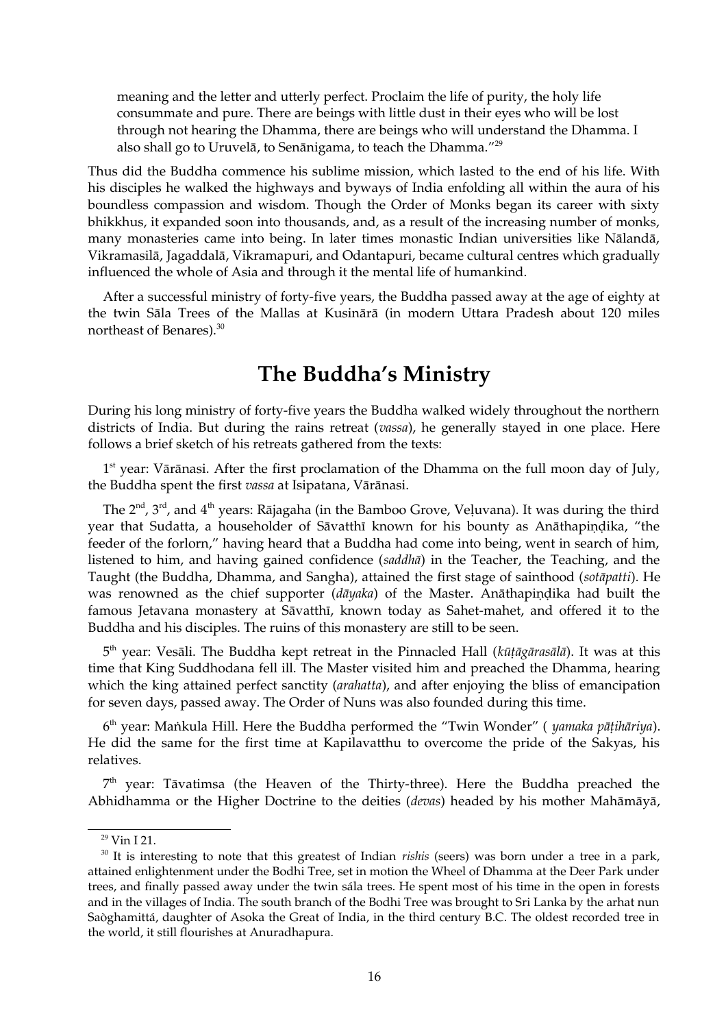meaning and the letter and utterly perfect. Proclaim the life of purity, the holy life consummate and pure. There are beings with little dust in their eyes who will be lost through not hearing the Dhamma, there are beings who will understand the Dhamma. I also shall go to Uruvelā, to Senānigama, to teach the Dhamma."[29]

Thus did the Buddha commence his sublime mission, which lasted to the end of his life. With his disciples he walked the highways and byways of India enfolding all within the aura of his boundless compassion and wisdom. Though the Order of Monks began its career with sixty bhikkhus, it expanded soon into thousands, and, as a result of the increasing number of monks, many monasteries came into being. In later times monastic Indian universities like Nālandā, Vikramasilā, Jagaddalā, Vikramapuri, and Odantapuri, became cultural centres which gradually influenced the whole of Asia and through it the mental life of humankind.

After a successful ministry of forty-five years, the Buddha passed away at the age of eighty at the twin Sāla Trees of the Mallas at Kusinārā (in modern Uttara Pradesh about 120 miles northeast of Benares).[30]

## The Buddha's Ministry

During his long ministry of forty-five years the Buddha walked widely throughout the northern districts of India. But during the rains retreat (*vassa*), he generally stayed in one place. Here follows a brief sketch of his retreats gathered from the texts:

1st year: Vārānasi. After the first proclamation of the Dhamma on the full moon day of July, the Buddha spent the first *vassa* at Isipatana, Vārānasi.

The 2nd, 3rd, and 4th years: Rājagaha (in the Bamboo Grove, Veḷuvana). It was during the third year that Sudatta, a householder of Sāvatthī known for his bounty as Anāthapiṇḍika, "the feeder of the forlorn," having heard that a Buddha had come into being, went in search of him, listened to him, and having gained confidence (*saddhā*) in the Teacher, the Teaching, and the Taught (the Buddha, Dhamma, and Sangha), attained the first stage of sainthood (*sotāpatti*). He was renowned as the chief supporter (*dāyaka*) of the Master. Anāthapiṇḍika had built the famous Jetavana monastery at Sāvatthī, known today as Sahet-mahet, and offered it to the Buddha and his disciples. The ruins of this monastery are still to be seen.

5th year: Vesāli. The Buddha kept retreat in the Pinnacled Hall (*kūṭāgārasālā*). It was at this time that King Suddhodana fell ill. The Master visited him and preached the Dhamma, hearing which the king attained perfect sanctity (*arahatta*), and after enjoying the bliss of emancipation for seven days, passed away. The Order of Nuns was also founded during this time.

6th year: Maṅkula Hill. Here the Buddha performed the "Twin Wonder" ( *yamaka pāṭihāriya*). He did the same for the first time at Kapilavatthu to overcome the pride of the Sakyas, his relatives.

7th year: Tāvatimsa (the Heaven of the Thirty-three). Here the Buddha preached the Abhidhamma or the Higher Doctrine to the deities (*devas*) headed by his mother Mahāmāyā,

---

[29] Vin I 21.

[30] It is interesting to note that this greatest of Indian *rishis* (seers) was born under a tree in a park, attained enlightenment under the Bodhi Tree, set in motion the Wheel of Dhamma at the Deer Park under trees, and finally passed away under the twin sála trees. He spent most of his time in the open in forests and in the villages of India. The south branch of the Bodhi Tree was brought to Sri Lanka by the arhat nun Saòghamittá, daughter of Asoka the Great of India, in the third century B.C. The oldest recorded tree in the world, it still flourishes at Anuradhapura.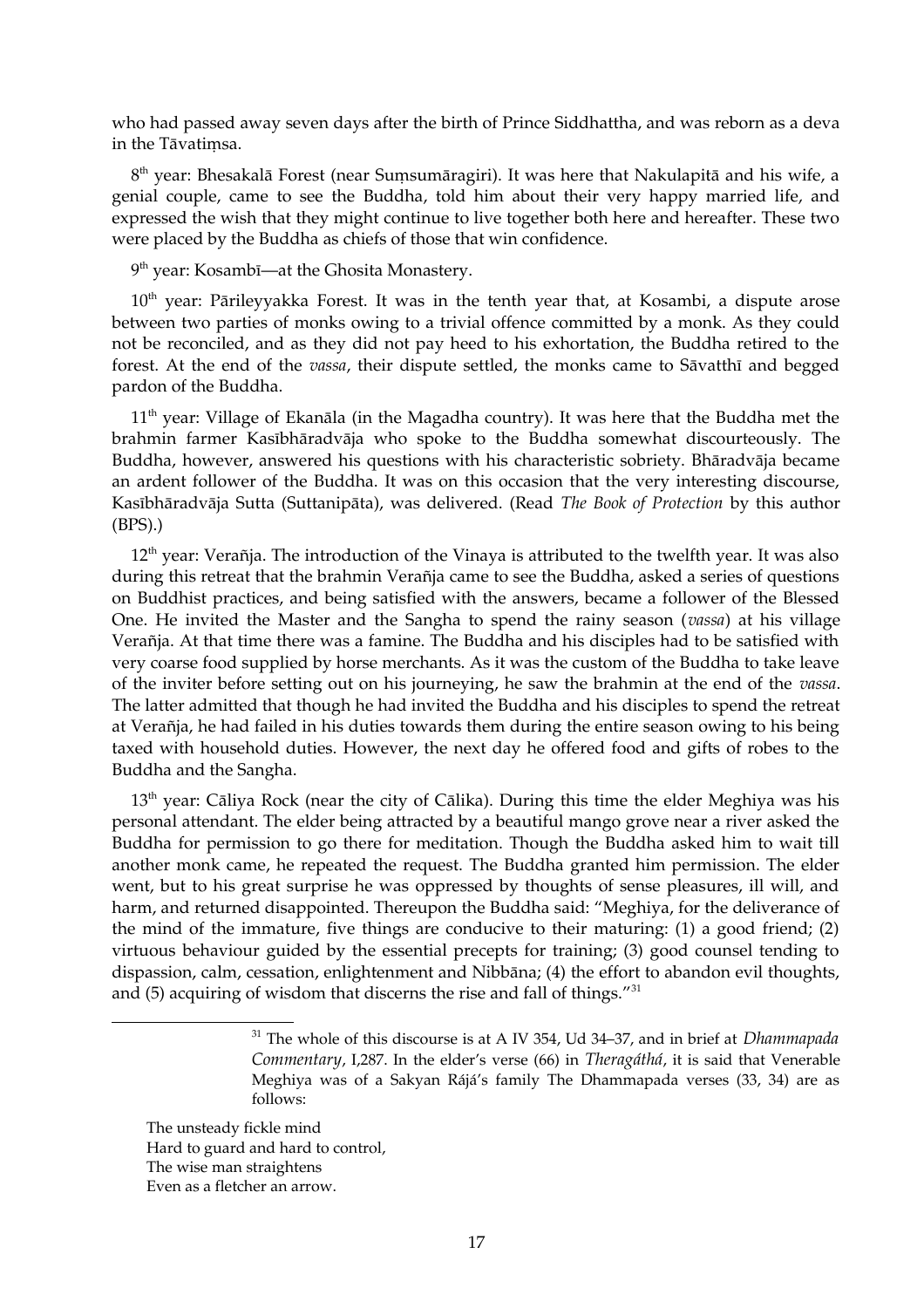who had passed away seven days after the birth of Prince Siddhattha, and was reborn as a deva in the Tāvatiṃsa.

8th year: Bhesakalā Forest (near Suṃsumāragiri). It was here that Nakulapitā and his wife, a genial couple, came to see the Buddha, told him about their very happy married life, and expressed the wish that they might continue to live together both here and hereafter. These two were placed by the Buddha as chiefs of those that win confidence.

9th year: Kosambī—at the Ghosita Monastery.

10th year: Pārileyyakka Forest. It was in the tenth year that, at Kosambi, a dispute arose between two parties of monks owing to a trivial offence committed by a monk. As they could not be reconciled, and as they did not pay heed to his exhortation, the Buddha retired to the forest. At the end of the *vassa*, their dispute settled, the monks came to Sāvatthī and begged pardon of the Buddha.

11th year: Village of Ekanāla (in the Magadha country). It was here that the Buddha met the brahmin farmer Kasībhāradvāja who spoke to the Buddha somewhat discourteously. The Buddha, however, answered his questions with his characteristic sobriety. Bhāradvāja became an ardent follower of the Buddha. It was on this occasion that the very interesting discourse, Kasībhāradvāja Sutta (Suttanipāta), was delivered. (Read *The Book of Protection* by this author (BPS).)

12th year: Verañja. The introduction of the Vinaya is attributed to the twelfth year. It was also during this retreat that the brahmin Verañja came to see the Buddha, asked a series of questions on Buddhist practices, and being satisfied with the answers, became a follower of the Blessed One. He invited the Master and the Sangha to spend the rainy season (*vassa*) at his village Verañja. At that time there was a famine. The Buddha and his disciples had to be satisfied with very coarse food supplied by horse merchants. As it was the custom of the Buddha to take leave of the inviter before setting out on his journeying, he saw the brahmin at the end of the *vassa*. The latter admitted that though he had invited the Buddha and his disciples to spend the retreat at Verañja, he had failed in his duties towards them during the entire season owing to his being taxed with household duties. However, the next day he offered food and gifts of robes to the Buddha and the Sangha.

13th year: Cāliya Rock (near the city of Cālika). During this time the elder Meghiya was his personal attendant. The elder being attracted by a beautiful mango grove near a river asked the Buddha for permission to go there for meditation. Though the Buddha asked him to wait till another monk came, he repeated the request. The Buddha granted him permission. The elder went, but to his great surprise he was oppressed by thoughts of sense pleasures, ill will, and harm, and returned disappointed. Thereupon the Buddha said: "Meghiya, for the deliverance of the mind of the immature, five things are conducive to their maturing: (1) a good friend; (2) virtuous behaviour guided by the essential precepts for training; (3) good counsel tending to dispassion, calm, cessation, enlightenment and Nibbāna; (4) the effort to abandon evil thoughts, and (5) acquiring of wisdom that discerns the rise and fall of things."[31]

---

[31] The whole of this discourse is at A IV 354, Ud 34–37, and in brief at *Dhammapada Commentary*, I,287. In the elder's verse (66) in *Theragáthá*, it is said that Venerable Meghiya was of a Sakyan Rájá's family The Dhammapada verses (33, 34) are as follows:

The unsteady fickle mind  
Hard to guard and hard to control,  
The wise man straightens  
Even as a fletcher an arrow.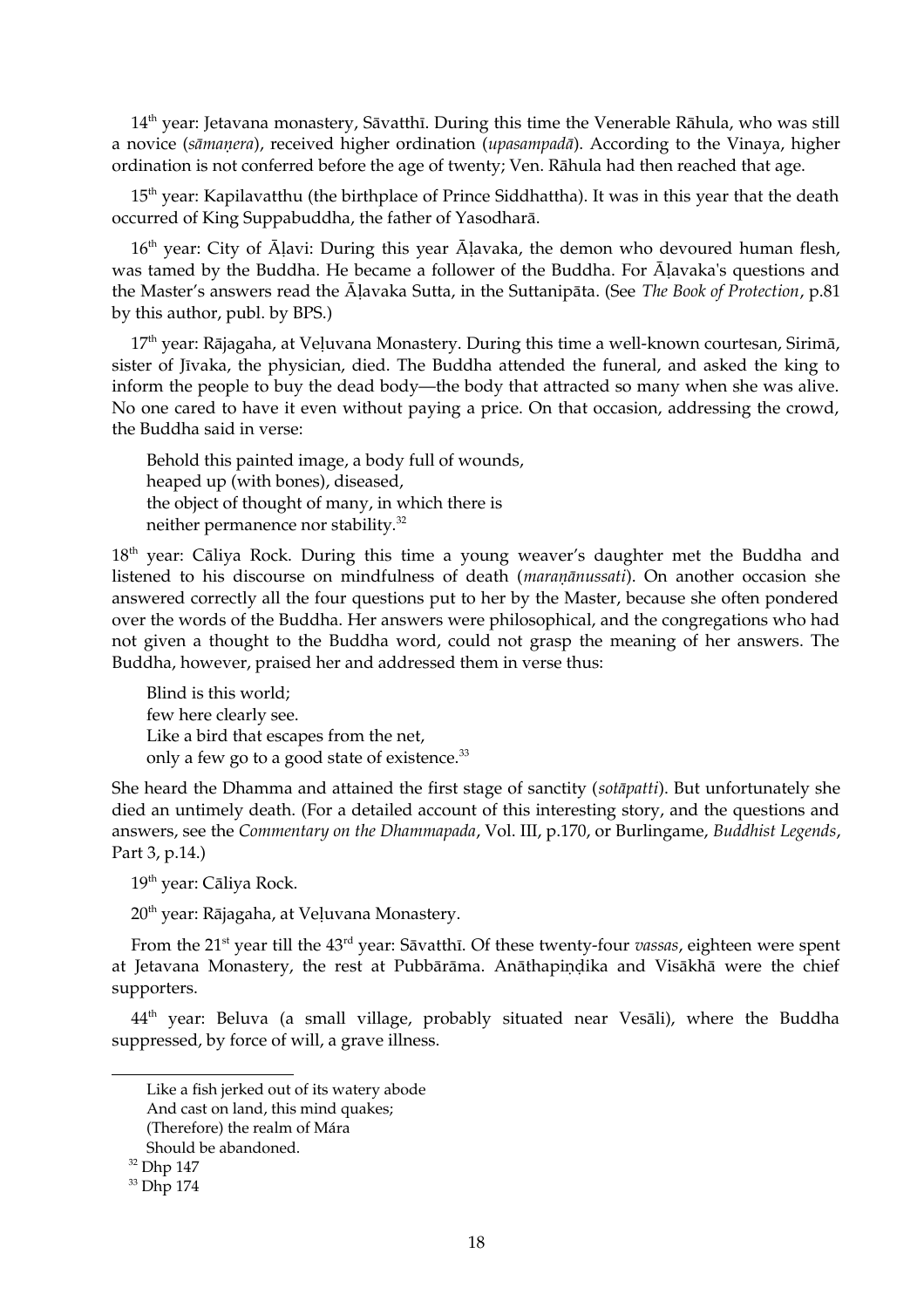14th year: Jetavana monastery, Sāvatthī. During this time the Venerable Rāhula, who was still a novice (*sāmaṇera*), received higher ordination (*upasampadā*). According to the Vinaya, higher ordination is not conferred before the age of twenty; Ven. Rāhula had then reached that age.

15th year: Kapilavatthu (the birthplace of Prince Siddhattha). It was in this year that the death occurred of King Suppabuddha, the father of Yasodharā.

16th year: City of Āḷavi: During this year Āḷavaka, the demon who devoured human flesh, was tamed by the Buddha. He became a follower of the Buddha. For Āḷavaka's questions and the Master's answers read the Āḷavaka Sutta, in the Suttanipāta. (See *The Book of Protection*, p.81 by this author, publ. by BPS.)

17th year: Rājagaha, at Veḷuvana Monastery. During this time a well-known courtesan, Sirimā, sister of Jīvaka, the physician, died. The Buddha attended the funeral, and asked the king to inform the people to buy the dead body—the body that attracted so many when she was alive. No one cared to have it even without paying a price. On that occasion, addressing the crowd, the Buddha said in verse:

> Behold this painted image, a body full of wounds,
> heaped up (with bones), diseased,
> the object of thought of many, in which there is
> neither permanence nor stability.[32]

18th year: Cāliya Rock. During this time a young weaver's daughter met the Buddha and listened to his discourse on mindfulness of death (*maraṇānussati*). On another occasion she answered correctly all the four questions put to her by the Master, because she often pondered over the words of the Buddha. Her answers were philosophical, and the congregations who had not given a thought to the Buddha word, could not grasp the meaning of her answers. The Buddha, however, praised her and addressed them in verse thus:

> Blind is this world;
> few here clearly see.
> Like a bird that escapes from the net,
> only a few go to a good state of existence.[33]

She heard the Dhamma and attained the first stage of sanctity (*sotāpatti*). But unfortunately she died an untimely death. (For a detailed account of this interesting story, and the questions and answers, see the *Commentary on the Dhammapada*, Vol. III, p.170, or Burlingame, *Buddhist Legends*, Part 3, p.14.)

19th year: Cāliya Rock.

20th year: Rājagaha, at Veḷuvana Monastery.

From the 21st year till the 43rd year: Sāvatthī. Of these twenty-four *vassas*, eighteen were spent at Jetavana Monastery, the rest at Pubbārāma. Anāthapiṇḍika and Visākhā were the chief supporters.

44th year: Beluva (a small village, probably situated near Vesāli), where the Buddha suppressed, by force of will, a grave illness.

---

Like a fish jerked out of its watery abode
And cast on land, this mind quakes;
(Therefore) the realm of Mára
Should be abandoned.

[32] Dhp 147

[33] Dhp 174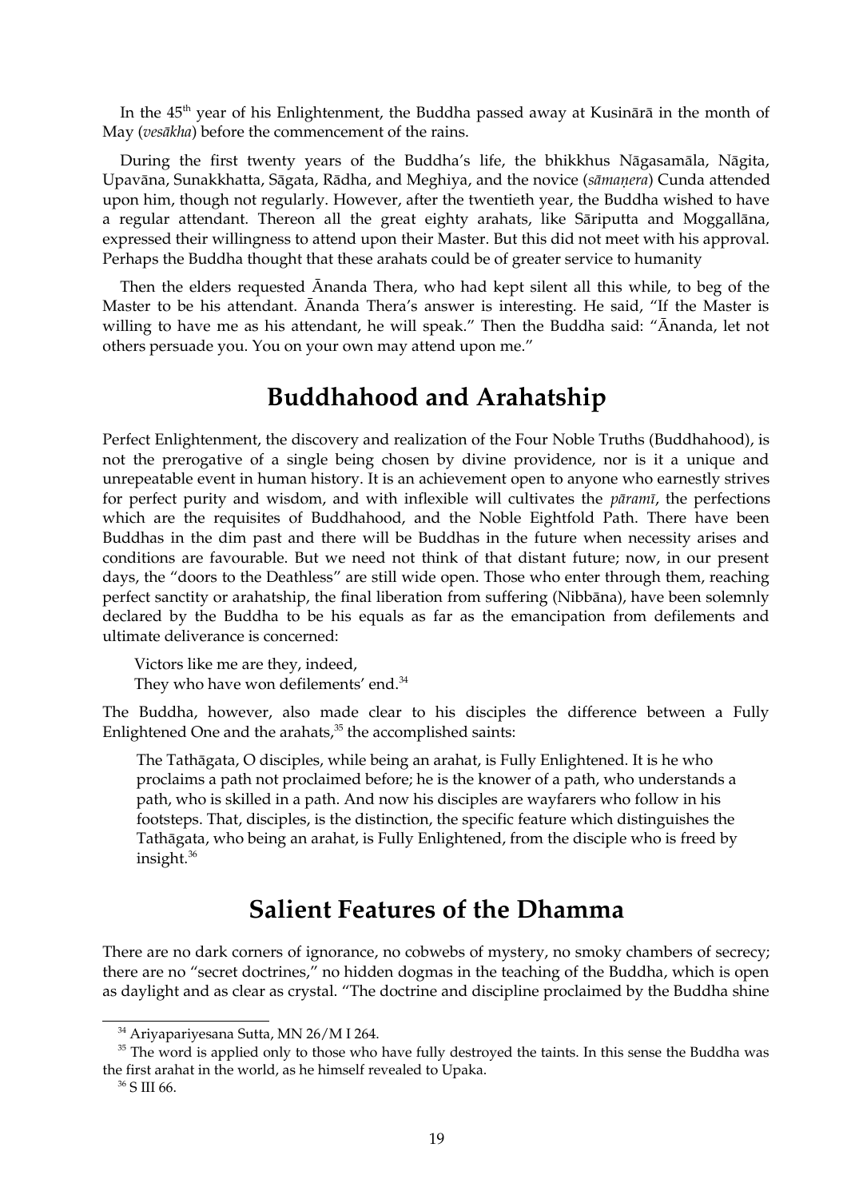In the 45th year of his Enlightenment, the Buddha passed away at Kusinārā in the month of May (*vesākha*) before the commencement of the rains.

During the first twenty years of the Buddha's life, the bhikkhus Nāgasamāla, Nāgita, Upavāna, Sunakkhatta, Sāgata, Rādha, and Meghiya, and the novice (*sāmaṇera*) Cunda attended upon him, though not regularly. However, after the twentieth year, the Buddha wished to have a regular attendant. Thereon all the great eighty arahats, like Sāriputta and Moggallāna, expressed their willingness to attend upon their Master. But this did not meet with his approval. Perhaps the Buddha thought that these arahats could be of greater service to humanity

Then the elders requested Ānanda Thera, who had kept silent all this while, to beg of the Master to be his attendant. Ānanda Thera's answer is interesting. He said, "If the Master is willing to have me as his attendant, he will speak." Then the Buddha said: "Ānanda, let not others persuade you. You on your own may attend upon me."

## Buddhahood and Arahatship

Perfect Enlightenment, the discovery and realization of the Four Noble Truths (Buddhahood), is not the prerogative of a single being chosen by divine providence, nor is it a unique and unrepeatable event in human history. It is an achievement open to anyone who earnestly strives for perfect purity and wisdom, and with inflexible will cultivates the *pāramī*, the perfections which are the requisites of Buddhahood, and the Noble Eightfold Path. There have been Buddhas in the dim past and there will be Buddhas in the future when necessity arises and conditions are favourable. But we need not think of that distant future; now, in our present days, the "doors to the Deathless" are still wide open. Those who enter through them, reaching perfect sanctity or arahatship, the final liberation from suffering (Nibbāna), have been solemnly declared by the Buddha to be his equals as far as the emancipation from defilements and ultimate deliverance is concerned:

> Victors like me are they, indeed,
> They who have won defilements' end.[34]

The Buddha, however, also made clear to his disciples the difference between a Fully Enlightened One and the arahats,[35] the accomplished saints:

> The Tathāgata, O disciples, while being an arahat, is Fully Enlightened. It is he who proclaims a path not proclaimed before; he is the knower of a path, who understands a path, who is skilled in a path. And now his disciples are wayfarers who follow in his footsteps. That, disciples, is the distinction, the specific feature which distinguishes the Tathāgata, who being an arahat, is Fully Enlightened, from the disciple who is freed by insight.[36]

## Salient Features of the Dhamma

There are no dark corners of ignorance, no cobwebs of mystery, no smoky chambers of secrecy; there are no "secret doctrines," no hidden dogmas in the teaching of the Buddha, which is open as daylight and as clear as crystal. "The doctrine and discipline proclaimed by the Buddha shine

---

[34] Ariyapariyesana Sutta, MN 26/M I 264.

[35] The word is applied only to those who have fully destroyed the taints. In this sense the Buddha was the first arahat in the world, as he himself revealed to Upaka.

[36] S III 66.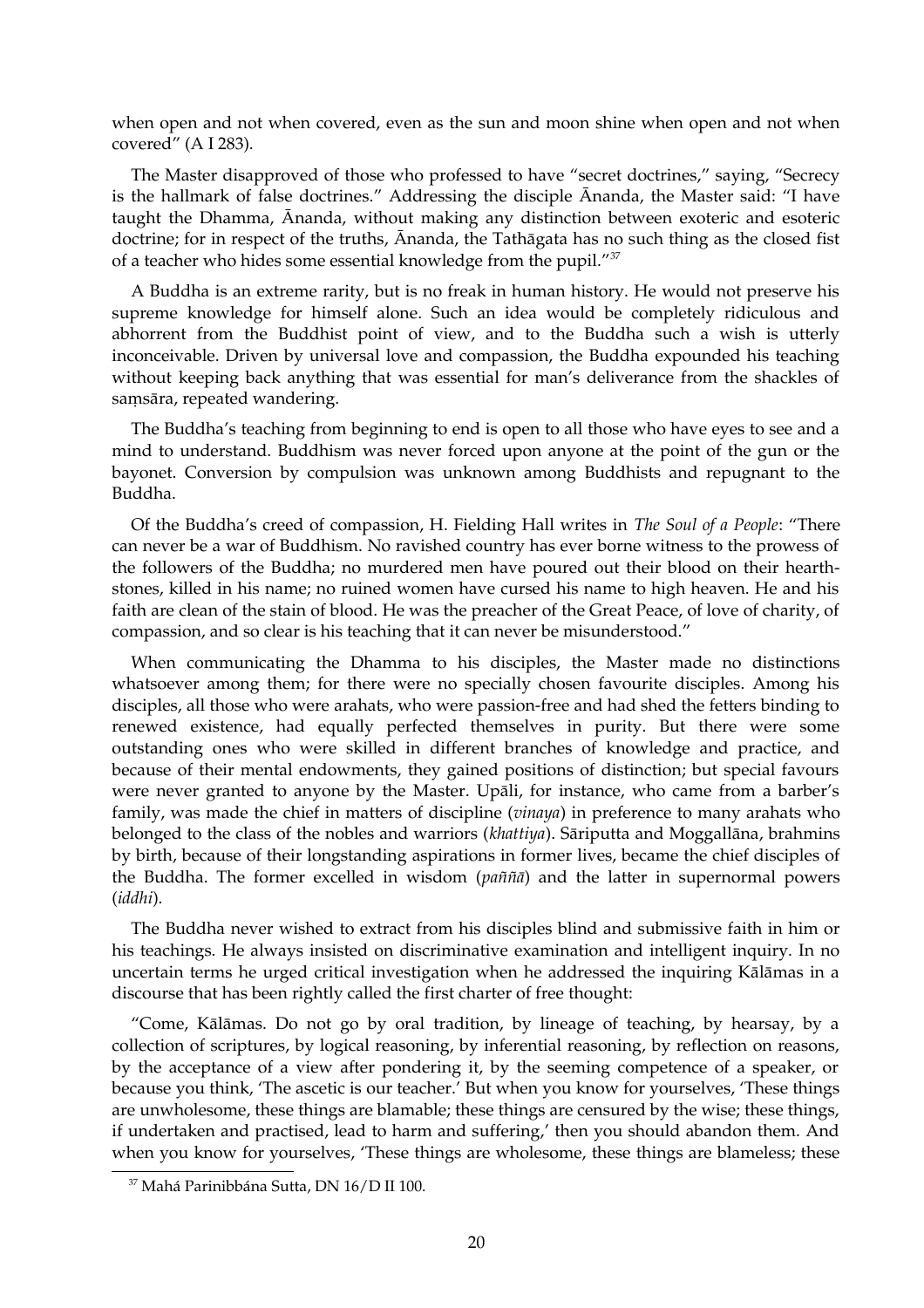when open and not when covered, even as the sun and moon shine when open and not when covered" (A I 283).

The Master disapproved of those who professed to have "secret doctrines," saying, "Secrecy is the hallmark of false doctrines." Addressing the disciple Ānanda, the Master said: "I have taught the Dhamma, Ānanda, without making any distinction between exoteric and esoteric doctrine; for in respect of the truths, Ānanda, the Tathāgata has no such thing as the closed fist of a teacher who hides some essential knowledge from the pupil."[37]

A Buddha is an extreme rarity, but is no freak in human history. He would not preserve his supreme knowledge for himself alone. Such an idea would be completely ridiculous and abhorrent from the Buddhist point of view, and to the Buddha such a wish is utterly inconceivable. Driven by universal love and compassion, the Buddha expounded his teaching without keeping back anything that was essential for man's deliverance from the shackles of saṃsāra, repeated wandering.

The Buddha's teaching from beginning to end is open to all those who have eyes to see and a mind to understand. Buddhism was never forced upon anyone at the point of the gun or the bayonet. Conversion by compulsion was unknown among Buddhists and repugnant to the Buddha.

Of the Buddha's creed of compassion, H. Fielding Hall writes in *The Soul of a People*: "There can never be a war of Buddhism. No ravished country has ever borne witness to the prowess of the followers of the Buddha; no murdered men have poured out their blood on their hearth-stones, killed in his name; no ruined women have cursed his name to high heaven. He and his faith are clean of the stain of blood. He was the preacher of the Great Peace, of love of charity, of compassion, and so clear is his teaching that it can never be misunderstood."

When communicating the Dhamma to his disciples, the Master made no distinctions whatsoever among them; for there were no specially chosen favourite disciples. Among his disciples, all those who were arahats, who were passion-free and had shed the fetters binding to renewed existence, had equally perfected themselves in purity. But there were some outstanding ones who were skilled in different branches of knowledge and practice, and because of their mental endowments, they gained positions of distinction; but special favours were never granted to anyone by the Master. Upāli, for instance, who came from a barber's family, was made the chief in matters of discipline (*vinaya*) in preference to many arahats who belonged to the class of the nobles and warriors (*khattiya*). Sāriputta and Moggallāna, brahmins by birth, because of their longstanding aspirations in former lives, became the chief disciples of the Buddha. The former excelled in wisdom (*paññā*) and the latter in supernormal powers (*iddhi*).

The Buddha never wished to extract from his disciples blind and submissive faith in him or his teachings. He always insisted on discriminative examination and intelligent inquiry. In no uncertain terms he urged critical investigation when he addressed the inquiring Kālāmas in a discourse that has been rightly called the first charter of free thought:

"Come, Kālāmas. Do not go by oral tradition, by lineage of teaching, by hearsay, by a collection of scriptures, by logical reasoning, by inferential reasoning, by reflection on reasons, by the acceptance of a view after pondering it, by the seeming competence of a speaker, or because you think, 'The ascetic is our teacher.' But when you know for yourselves, 'These things are unwholesome, these things are blamable; these things are censured by the wise; these things, if undertaken and practised, lead to harm and suffering,' then you should abandon them. And when you know for yourselves, 'These things are wholesome, these things are blameless; these

[37] Mahá Parinibbána Sutta, DN 16/D II 100.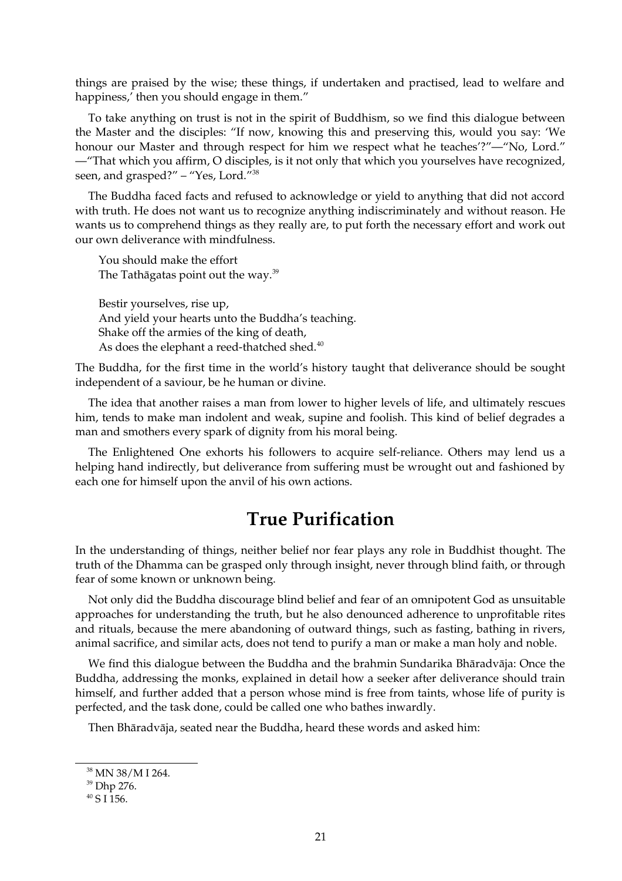things are praised by the wise; these things, if undertaken and practised, lead to welfare and happiness,' then you should engage in them."

To take anything on trust is not in the spirit of Buddhism, so we find this dialogue between the Master and the disciples: "If now, knowing this and preserving this, would you say: 'We honour our Master and through respect for him we respect what he teaches'?"—"No, Lord." —"That which you affirm, O disciples, is it not only that which you yourselves have recognized, seen, and grasped?" – "Yes, Lord."[38]

The Buddha faced facts and refused to acknowledge or yield to anything that did not accord with truth. He does not want us to recognize anything indiscriminately and without reason. He wants us to comprehend things as they really are, to put forth the necessary effort and work out our own deliverance with mindfulness.

> You should make the effort
> The Tathāgatas point out the way.[39]
>
> Bestir yourselves, rise up,
> And yield your hearts unto the Buddha's teaching.
> Shake off the armies of the king of death,
> As does the elephant a reed-thatched shed.[40]

The Buddha, for the first time in the world's history taught that deliverance should be sought independent of a saviour, be he human or divine.

The idea that another raises a man from lower to higher levels of life, and ultimately rescues him, tends to make man indolent and weak, supine and foolish. This kind of belief degrades a man and smothers every spark of dignity from his moral being.

The Enlightened One exhorts his followers to acquire self-reliance. Others may lend us a helping hand indirectly, but deliverance from suffering must be wrought out and fashioned by each one for himself upon the anvil of his own actions.

## True Purification

In the understanding of things, neither belief nor fear plays any role in Buddhist thought. The truth of the Dhamma can be grasped only through insight, never through blind faith, or through fear of some known or unknown being.

Not only did the Buddha discourage blind belief and fear of an omnipotent God as unsuitable approaches for understanding the truth, but he also denounced adherence to unprofitable rites and rituals, because the mere abandoning of outward things, such as fasting, bathing in rivers, animal sacrifice, and similar acts, does not tend to purify a man or make a man holy and noble.

We find this dialogue between the Buddha and the brahmin Sundarika Bhāradvāja: Once the Buddha, addressing the monks, explained in detail how a seeker after deliverance should train himself, and further added that a person whose mind is free from taints, whose life of purity is perfected, and the task done, could be called one who bathes inwardly.

Then Bhāradvāja, seated near the Buddha, heard these words and asked him:

---

[38] MN 38/M I 264.

[39] Dhp 276.

[40] S I 156.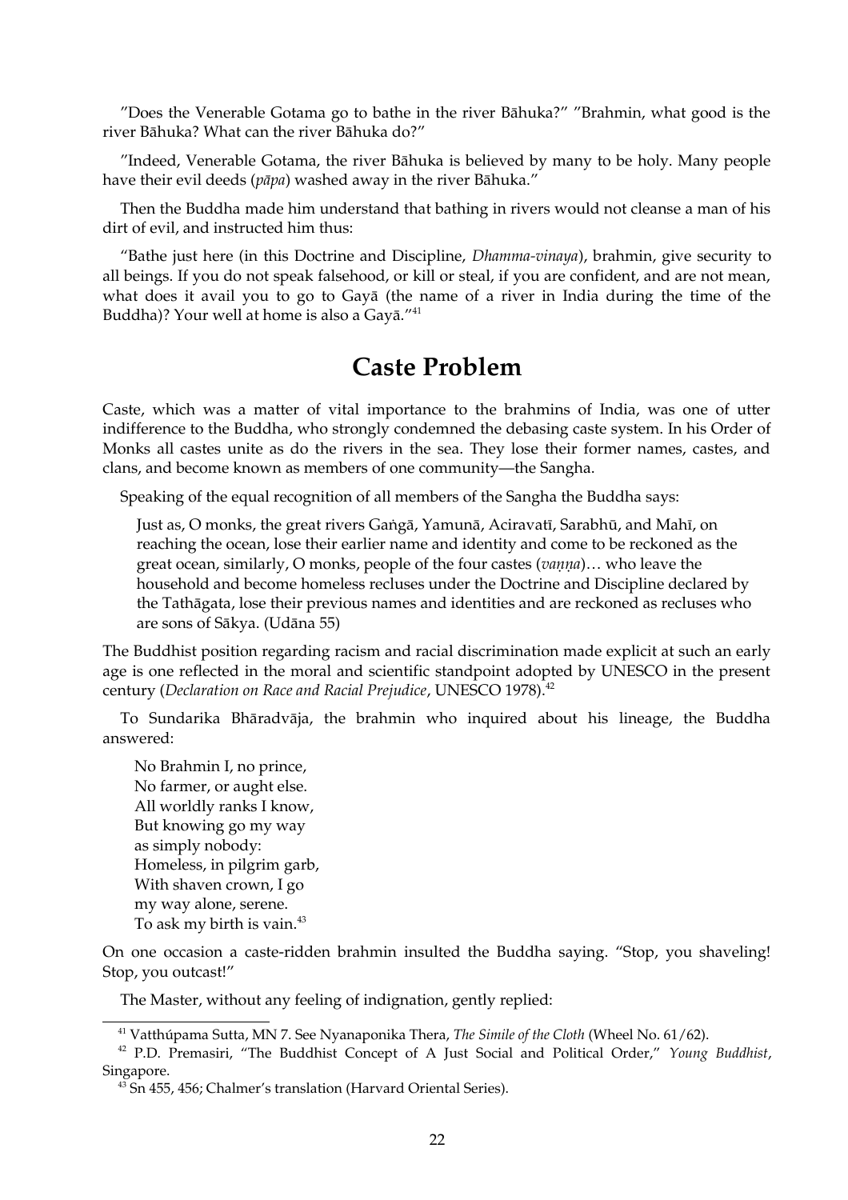"Does the Venerable Gotama go to bathe in the river Bāhuka?" "Brahmin, what good is the river Bāhuka? What can the river Bāhuka do?"

"Indeed, Venerable Gotama, the river Bāhuka is believed by many to be holy. Many people have their evil deeds (*pāpa*) washed away in the river Bāhuka."

Then the Buddha made him understand that bathing in rivers would not cleanse a man of his dirt of evil, and instructed him thus:

"Bathe just here (in this Doctrine and Discipline, *Dhamma-vinaya*), brahmin, give security to all beings. If you do not speak falsehood, or kill or steal, if you are confident, and are not mean, what does it avail you to go to Gayā (the name of a river in India during the time of the Buddha)? Your well at home is also a Gayā."[41]

## Caste Problem

Caste, which was a matter of vital importance to the brahmins of India, was one of utter indifference to the Buddha, who strongly condemned the debasing caste system. In his Order of Monks all castes unite as do the rivers in the sea. They lose their former names, castes, and clans, and become known as members of one community—the Sangha.

Speaking of the equal recognition of all members of the Sangha the Buddha says:

> Just as, O monks, the great rivers Gaṅgā, Yamunā, Aciravatī, Sarabhū, and Mahī, on reaching the ocean, lose their earlier name and identity and come to be reckoned as the great ocean, similarly, O monks, people of the four castes (*vaṇṇa*)… who leave the household and become homeless recluses under the Doctrine and Discipline declared by the Tathāgata, lose their previous names and identities and are reckoned as recluses who are sons of Sākya. (Udāna 55)

The Buddhist position regarding racism and racial discrimination made explicit at such an early age is one reflected in the moral and scientific standpoint adopted by UNESCO in the present century (*Declaration on Race and Racial Prejudice*, UNESCO 1978).[42]

To Sundarika Bhāradvāja, the brahmin who inquired about his lineage, the Buddha answered:

> No Brahmin I, no prince,
> No farmer, or aught else.
> All worldly ranks I know,
> But knowing go my way
> as simply nobody:
> Homeless, in pilgrim garb,
> With shaven crown, I go
> my way alone, serene.
> To ask my birth is vain.[43]

On one occasion a caste-ridden brahmin insulted the Buddha saying. "Stop, you shaveling! Stop, you outcast!"

The Master, without any feeling of indignation, gently replied:

---

[41] Vatthúpama Sutta, MN 7. See Nyanaponika Thera, *The Simile of the Cloth* (Wheel No. 61/62).

[42] P.D. Premasiri, "The Buddhist Concept of A Just Social and Political Order," *Young Buddhist*, Singapore.

[43] Sn 455, 456; Chalmer's translation (Harvard Oriental Series).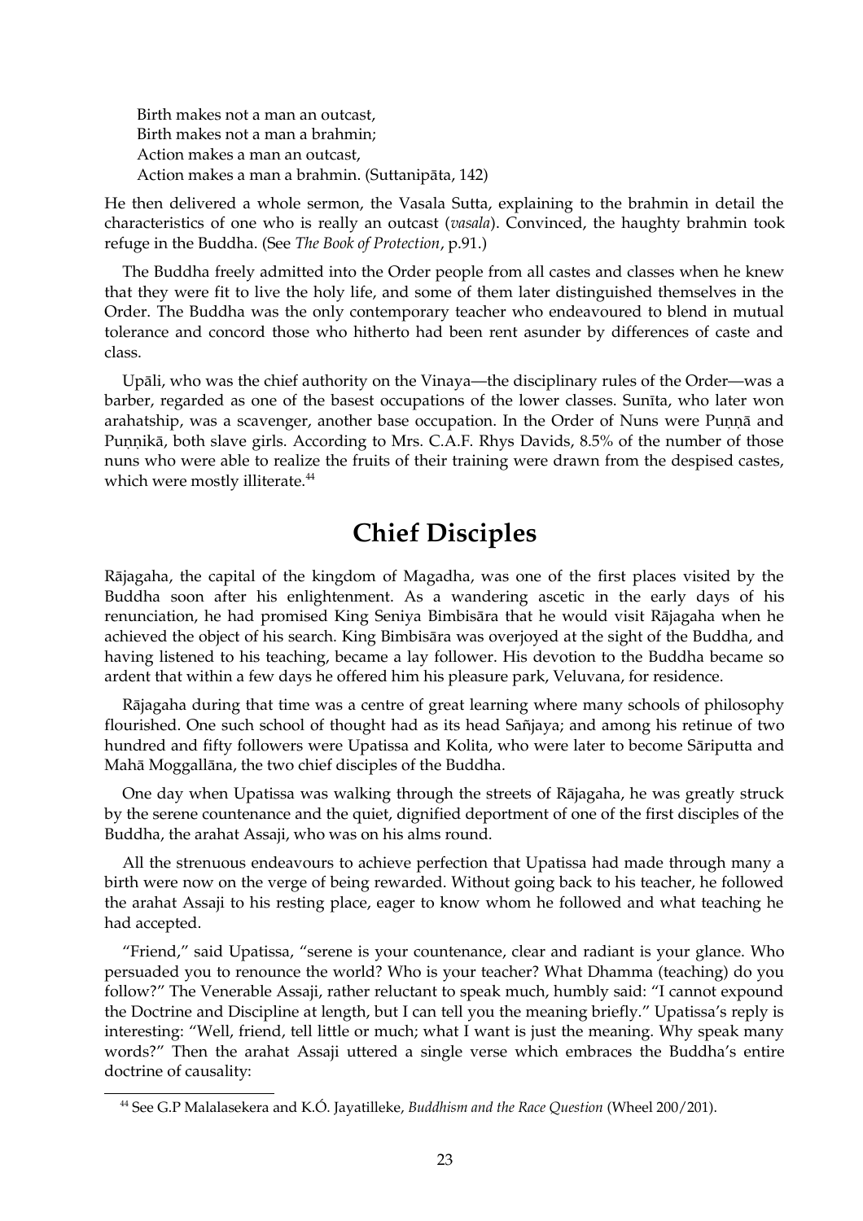Birth makes not a man an outcast,  
Birth makes not a man a brahmin;  
Action makes a man an outcast,  
Action makes a man a brahmin. (Suttanipāta, 142)

He then delivered a whole sermon, the Vasala Sutta, explaining to the brahmin in detail the characteristics of one who is really an outcast (*vasala*). Convinced, the haughty brahmin took refuge in the Buddha. (See *The Book of Protection*, p.91.)

The Buddha freely admitted into the Order people from all castes and classes when he knew that they were fit to live the holy life, and some of them later distinguished themselves in the Order. The Buddha was the only contemporary teacher who endeavoured to blend in mutual tolerance and concord those who hitherto had been rent asunder by differences of caste and class.

Upāli, who was the chief authority on the Vinaya—the disciplinary rules of the Order—was a barber, regarded as one of the basest occupations of the lower classes. Sunīta, who later won arahatship, was a scavenger, another base occupation. In the Order of Nuns were Puṇṇā and Puṇṇikā, both slave girls. According to Mrs. C.A.F. Rhys Davids, 8.5% of the number of those nuns who were able to realize the fruits of their training were drawn from the despised castes, which were mostly illiterate.[44]

# Chief Disciples

Rājagaha, the capital of the kingdom of Magadha, was one of the first places visited by the Buddha soon after his enlightenment. As a wandering ascetic in the early days of his renunciation, he had promised King Seniya Bimbisāra that he would visit Rājagaha when he achieved the object of his search. King Bimbisāra was overjoyed at the sight of the Buddha, and having listened to his teaching, became a lay follower. His devotion to the Buddha became so ardent that within a few days he offered him his pleasure park, Veluvana, for residence.

Rājagaha during that time was a centre of great learning where many schools of philosophy flourished. One such school of thought had as its head Sañjaya; and among his retinue of two hundred and fifty followers were Upatissa and Kolita, who were later to become Sāriputta and Mahā Moggallāna, the two chief disciples of the Buddha.

One day when Upatissa was walking through the streets of Rājagaha, he was greatly struck by the serene countenance and the quiet, dignified deportment of one of the first disciples of the Buddha, the arahat Assaji, who was on his alms round.

All the strenuous endeavours to achieve perfection that Upatissa had made through many a birth were now on the verge of being rewarded. Without going back to his teacher, he followed the arahat Assaji to his resting place, eager to know whom he followed and what teaching he had accepted.

"Friend," said Upatissa, "serene is your countenance, clear and radiant is your glance. Who persuaded you to renounce the world? Who is your teacher? What Dhamma (teaching) do you follow?" The Venerable Assaji, rather reluctant to speak much, humbly said: "I cannot expound the Doctrine and Discipline at length, but I can tell you the meaning briefly." Upatissa's reply is interesting: "Well, friend, tell little or much; what I want is just the meaning. Why speak many words?" Then the arahat Assaji uttered a single verse which embraces the Buddha's entire doctrine of causality:

---

[44] See G.P Malalasekera and K.Ó. Jayatilleke, *Buddhism and the Race Question* (Wheel 200/201).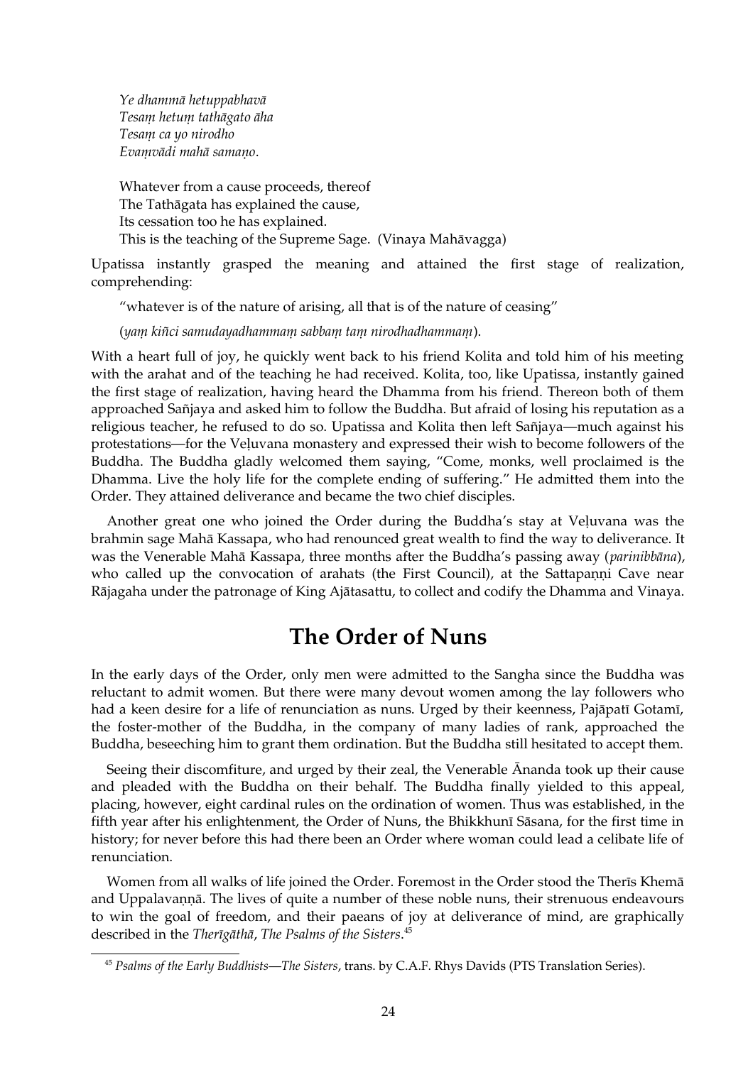*Ye dhammā hetuppabhavā*
*Tesaṃ hetuṃ tathāgato āha*
*Tesaṃ ca yo nirodho*
*Evaṃvādi mahā samaṇo*.

Whatever from a cause proceeds, thereof
The Tathāgata has explained the cause,
Its cessation too he has explained.
This is the teaching of the Supreme Sage. (Vinaya Mahāvagga)

Upatissa instantly grasped the meaning and attained the first stage of realization, comprehending:

"whatever is of the nature of arising, all that is of the nature of ceasing"

(*yaṃ kiñci samudayadhammaṃ sabbaṃ taṃ nirodhadhammaṃ*).

With a heart full of joy, he quickly went back to his friend Kolita and told him of his meeting with the arahat and of the teaching he had received. Kolita, too, like Upatissa, instantly gained the first stage of realization, having heard the Dhamma from his friend. Thereon both of them approached Sañjaya and asked him to follow the Buddha. But afraid of losing his reputation as a religious teacher, he refused to do so. Upatissa and Kolita then left Sañjaya—much against his protestations—for the Veḷuvana monastery and expressed their wish to become followers of the Buddha. The Buddha gladly welcomed them saying, "Come, monks, well proclaimed is the Dhamma. Live the holy life for the complete ending of suffering." He admitted them into the Order. They attained deliverance and became the two chief disciples.

Another great one who joined the Order during the Buddha's stay at Veḷuvana was the brahmin sage Mahā Kassapa, who had renounced great wealth to find the way to deliverance. It was the Venerable Mahā Kassapa, three months after the Buddha's passing away (*parinibbāna*), who called up the convocation of arahats (the First Council), at the Sattapaṇṇi Cave near Rājagaha under the patronage of King Ajātasattu, to collect and codify the Dhamma and Vinaya.

## The Order of Nuns

In the early days of the Order, only men were admitted to the Sangha since the Buddha was reluctant to admit women. But there were many devout women among the lay followers who had a keen desire for a life of renunciation as nuns. Urged by their keenness, Pajāpatī Gotamī, the foster-mother of the Buddha, in the company of many ladies of rank, approached the Buddha, beseeching him to grant them ordination. But the Buddha still hesitated to accept them.

Seeing their discomfiture, and urged by their zeal, the Venerable Ānanda took up their cause and pleaded with the Buddha on their behalf. The Buddha finally yielded to this appeal, placing, however, eight cardinal rules on the ordination of women. Thus was established, in the fifth year after his enlightenment, the Order of Nuns, the Bhikkhunī Sāsana, for the first time in history; for never before this had there been an Order where woman could lead a celibate life of renunciation.

Women from all walks of life joined the Order. Foremost in the Order stood the Therīs Khemā and Uppalavaṇṇā. The lives of quite a number of these noble nuns, their strenuous endeavours to win the goal of freedom, and their paeans of joy at deliverance of mind, are graphically described in the *Therīgāthā*, *The Psalms of the Sisters*.[45]

[45] *Psalms of the Early Buddhists—The Sisters*, trans. by C.A.F. Rhys Davids (PTS Translation Series).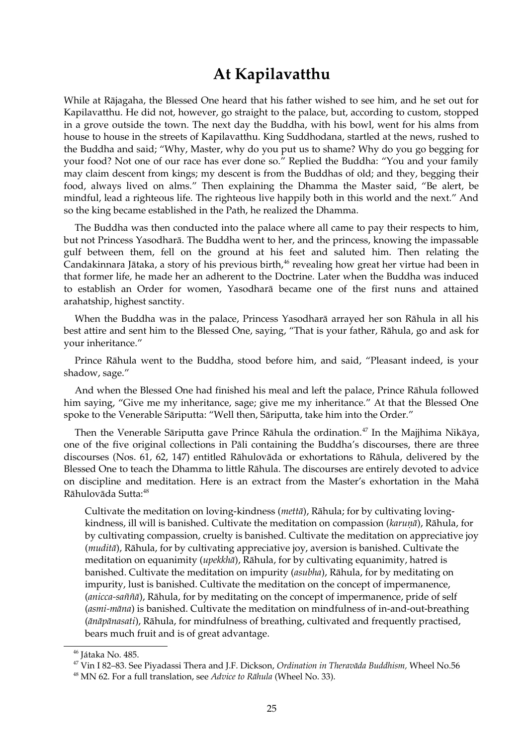# At Kapilavatthu

While at Rājagaha, the Blessed One heard that his father wished to see him, and he set out for Kapilavatthu. He did not, however, go straight to the palace, but, according to custom, stopped in a grove outside the town. The next day the Buddha, with his bowl, went for his alms from house to house in the streets of Kapilavatthu. King Suddhodana, startled at the news, rushed to the Buddha and said; "Why, Master, why do you put us to shame? Why do you go begging for your food? Not one of our race has ever done so." Replied the Buddha: "You and your family may claim descent from kings; my descent is from the Buddhas of old; and they, begging their food, always lived on alms." Then explaining the Dhamma the Master said, "Be alert, be mindful, lead a righteous life. The righteous live happily both in this world and the next." And so the king became established in the Path, he realized the Dhamma.

The Buddha was then conducted into the palace where all came to pay their respects to him, but not Princess Yasodharā. The Buddha went to her, and the princess, knowing the impassable gulf between them, fell on the ground at his feet and saluted him. Then relating the Candakinnara Jātaka, a story of his previous birth,[46] revealing how great her virtue had been in that former life, he made her an adherent to the Doctrine. Later when the Buddha was induced to establish an Order for women, Yasodharā became one of the first nuns and attained arahatship, highest sanctity.

When the Buddha was in the palace, Princess Yasodharā arrayed her son Rāhula in all his best attire and sent him to the Blessed One, saying, "That is your father, Rāhula, go and ask for your inheritance."

Prince Rāhula went to the Buddha, stood before him, and said, "Pleasant indeed, is your shadow, sage."

And when the Blessed One had finished his meal and left the palace, Prince Rāhula followed him saying, "Give me my inheritance, sage; give me my inheritance." At that the Blessed One spoke to the Venerable Sāriputta: "Well then, Sāriputta, take him into the Order."

Then the Venerable Sāriputta gave Prince Rāhula the ordination.[47] In the Majjhima Nikāya, one of the five original collections in Pāli containing the Buddha's discourses, there are three discourses (Nos. 61, 62, 147) entitled Rāhulovāda or exhortations to Rāhula, delivered by the Blessed One to teach the Dhamma to little Rāhula. The discourses are entirely devoted to advice on discipline and meditation. Here is an extract from the Master's exhortation in the Mahā Rāhulovāda Sutta:[48]

> Cultivate the meditation on loving-kindness (*mettā*), Rāhula; for by cultivating loving-kindness, ill will is banished. Cultivate the meditation on compassion (*karuṇā*), Rāhula, for by cultivating compassion, cruelty is banished. Cultivate the meditation on appreciative joy (*muditā*), Rāhula, for by cultivating appreciative joy, aversion is banished. Cultivate the meditation on equanimity (*upekkhā*), Rāhula, for by cultivating equanimity, hatred is banished. Cultivate the meditation on impurity (*asubha*), Rāhula, for by meditating on impurity, lust is banished. Cultivate the meditation on the concept of impermanence, (*anicca-saññā*), Rāhula, for by meditating on the concept of impermanence, pride of self (*asmi-māna*) is banished. Cultivate the meditation on mindfulness of in-and-out-breathing (*ānāpānasati*), Rāhula, for mindfulness of breathing, cultivated and frequently practised, bears much fruit and is of great advantage.

---

[46] Játaka No. 485.

[47] Vin I 82–83. See Piyadassi Thera and J.F. Dickson, *Ordination in Theravāda Buddhism,* Wheel No.56

[48] MN 62. For a full translation, see *Advice to Rāhula* (Wheel No. 33).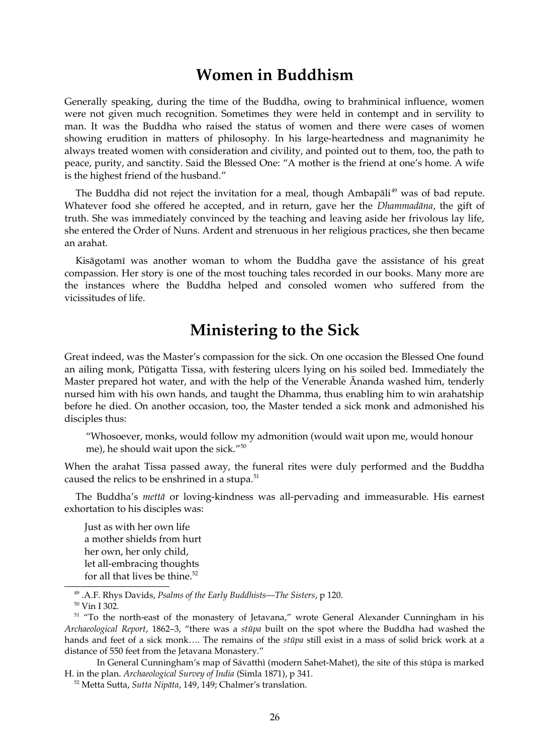## Women in Buddhism

Generally speaking, during the time of the Buddha, owing to brahminical influence, women were not given much recognition. Sometimes they were held in contempt and in servility to man. It was the Buddha who raised the status of women and there were cases of women showing erudition in matters of philosophy. In his large-heartedness and magnanimity he always treated women with consideration and civility, and pointed out to them, too, the path to peace, purity, and sanctity. Said the Blessed One: "A mother is the friend at one's home. A wife is the highest friend of the husband."

The Buddha did not reject the invitation for a meal, though Ambapāli[49] was of bad repute. Whatever food she offered he accepted, and in return, gave her the *Dhammadāna*, the gift of truth. She was immediately convinced by the teaching and leaving aside her frivolous lay life, she entered the Order of Nuns. Ardent and strenuous in her religious practices, she then became an arahat.

Kisāgotamī was another woman to whom the Buddha gave the assistance of his great compassion. Her story is one of the most touching tales recorded in our books. Many more are the instances where the Buddha helped and consoled women who suffered from the vicissitudes of life.

## Ministering to the Sick

Great indeed, was the Master's compassion for the sick. On one occasion the Blessed One found an ailing monk, Pūtigatta Tissa, with festering ulcers lying on his soiled bed. Immediately the Master prepared hot water, and with the help of the Venerable Ānanda washed him, tenderly nursed him with his own hands, and taught the Dhamma, thus enabling him to win arahatship before he died. On another occasion, too, the Master tended a sick monk and admonished his disciples thus:

> "Whosoever, monks, would follow my admonition (would wait upon me, would honour me), he should wait upon the sick."[50]

When the arahat Tissa passed away, the funeral rites were duly performed and the Buddha caused the relics to be enshrined in a stupa.[51]

The Buddha's *mettā* or loving-kindness was all-pervading and immeasurable. His earnest exhortation to his disciples was:

> Just as with her own life
> a mother shields from hurt
> her own, her only child,
> let all-embracing thoughts
> for all that lives be thine.[52]

---

[49] .A.F. Rhys Davids, *Psalms of the Early Buddhists—The Sisters*, p 120.

[50] Vin I 302.

[51] "To the north-east of the monastery of Jetavana," wrote General Alexander Cunningham in his *Archaeological Report*, 1862–3, "there was a *stūpa* built on the spot where the Buddha had washed the hands and feet of a sick monk…. The remains of the *stūpa* still exist in a mass of solid brick work at a distance of 550 feet from the Jetavana Monastery."

In General Cunningham's map of Sávatthì (modern Sahet-Mahet), the site of this stúpa is marked H. in the plan. *Archaeological Survey of India* (Simla 1871), p 341.

[52] Metta Sutta, *Sutta Nipāta*, 149, 149; Chalmer's translation.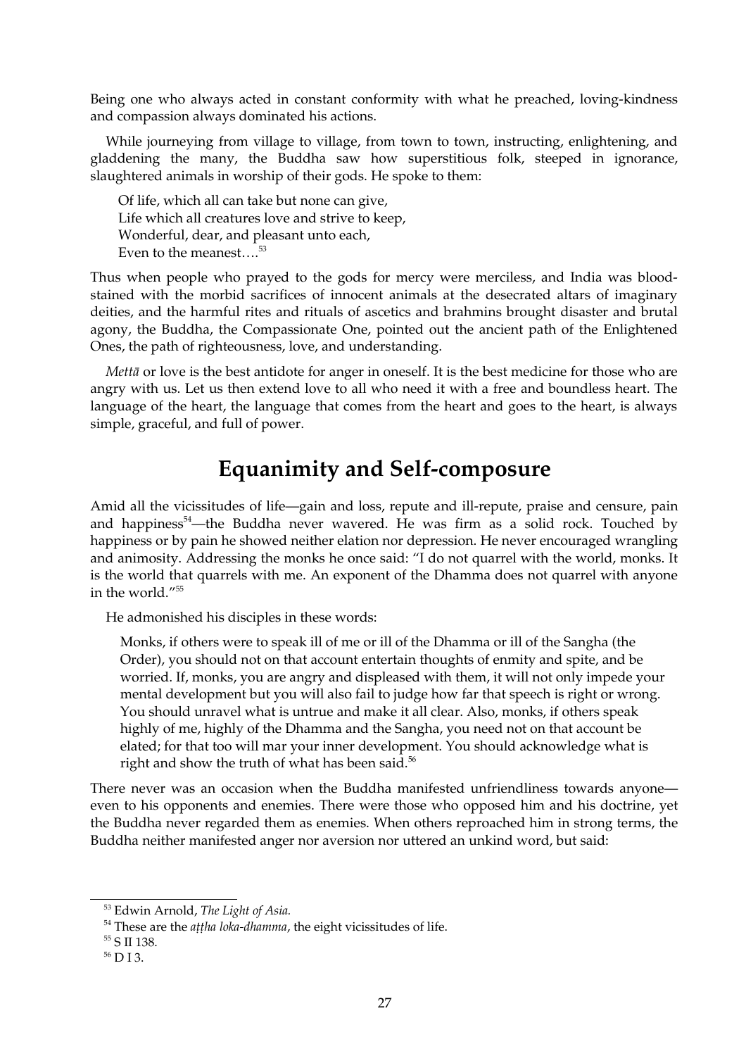Being one who always acted in constant conformity with what he preached, loving-kindness and compassion always dominated his actions.

While journeying from village to village, from town to town, instructing, enlightening, and gladdening the many, the Buddha saw how superstitious folk, steeped in ignorance, slaughtered animals in worship of their gods. He spoke to them:

> Of life, which all can take but none can give,
> Life which all creatures love and strive to keep,
> Wonderful, dear, and pleasant unto each,
> Even to the meanest….[53]

Thus when people who prayed to the gods for mercy were merciless, and India was blood-stained with the morbid sacrifices of innocent animals at the desecrated altars of imaginary deities, and the harmful rites and rituals of ascetics and brahmins brought disaster and brutal agony, the Buddha, the Compassionate One, pointed out the ancient path of the Enlightened Ones, the path of righteousness, love, and understanding.

*Mettā* or love is the best antidote for anger in oneself. It is the best medicine for those who are angry with us. Let us then extend love to all who need it with a free and boundless heart. The language of the heart, the language that comes from the heart and goes to the heart, is always simple, graceful, and full of power.

## Equanimity and Self-composure

Amid all the vicissitudes of life—gain and loss, repute and ill-repute, praise and censure, pain and happiness[54]—the Buddha never wavered. He was firm as a solid rock. Touched by happiness or by pain he showed neither elation nor depression. He never encouraged wrangling and animosity. Addressing the monks he once said: "I do not quarrel with the world, monks. It is the world that quarrels with me. An exponent of the Dhamma does not quarrel with anyone in the world."[55]

He admonished his disciples in these words:

> Monks, if others were to speak ill of me or ill of the Dhamma or ill of the Sangha (the Order), you should not on that account entertain thoughts of enmity and spite, and be worried. If, monks, you are angry and displeased with them, it will not only impede your mental development but you will also fail to judge how far that speech is right or wrong. You should unravel what is untrue and make it all clear. Also, monks, if others speak highly of me, highly of the Dhamma and the Sangha, you need not on that account be elated; for that too will mar your inner development. You should acknowledge what is right and show the truth of what has been said.[56]

There never was an occasion when the Buddha manifested unfriendliness towards anyone—even to his opponents and enemies. There were those who opposed him and his doctrine, yet the Buddha never regarded them as enemies. When others reproached him in strong terms, the Buddha neither manifested anger nor aversion nor uttered an unkind word, but said:

---

[53] Edwin Arnold, *The Light of Asia.*

[54] These are the *aṭṭha loka-dhamma*, the eight vicissitudes of life.

[55] S II 138.

[56] D I 3.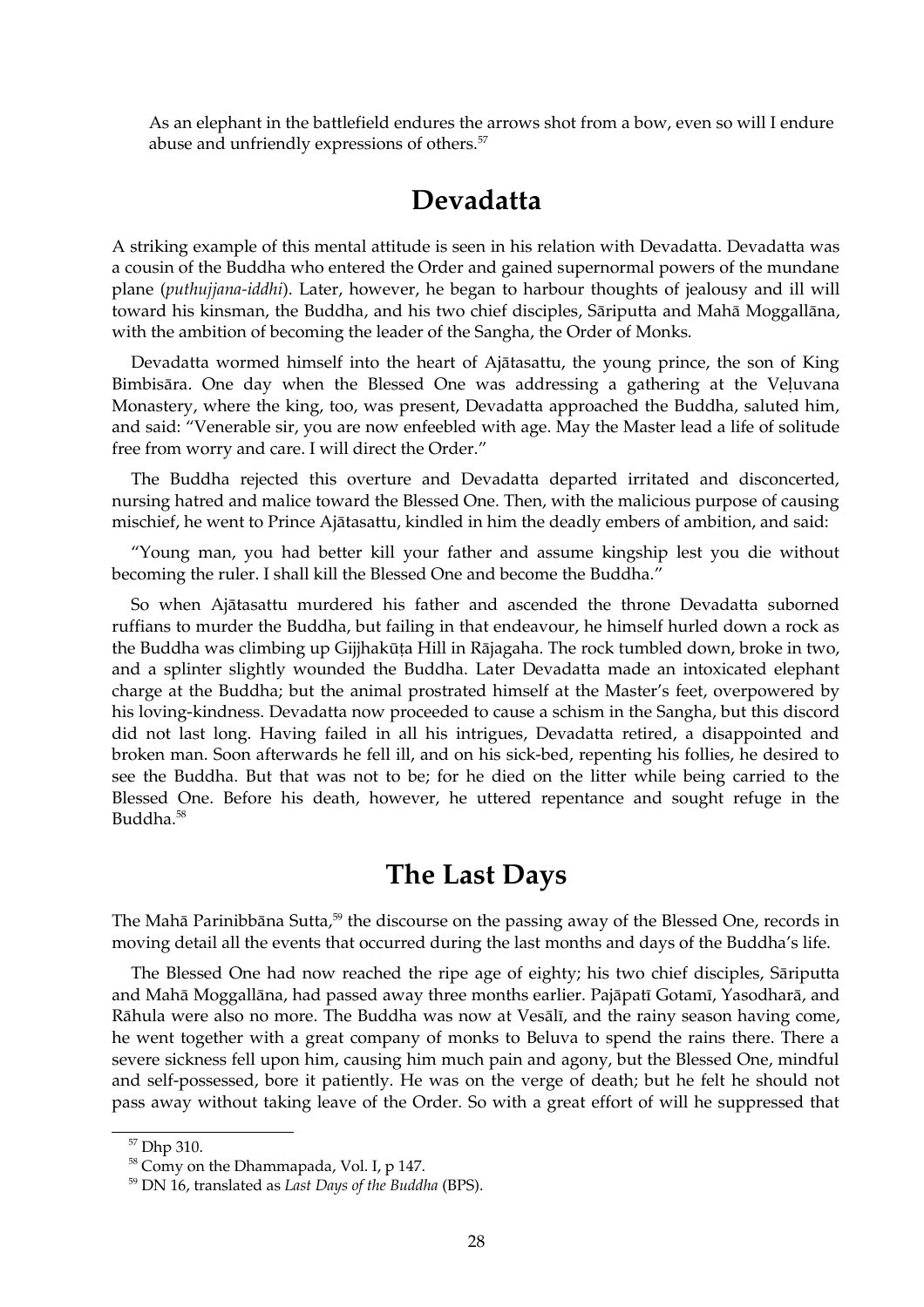> As an elephant in the battlefield endures the arrows shot from a bow, even so will I endure abuse and unfriendly expressions of others.[57]

## Devadatta

A striking example of this mental attitude is seen in his relation with Devadatta. Devadatta was a cousin of the Buddha who entered the Order and gained supernormal powers of the mundane plane (*puthujjana-iddhi*). Later, however, he began to harbour thoughts of jealousy and ill will toward his kinsman, the Buddha, and his two chief disciples, Sāriputta and Mahā Moggallāna, with the ambition of becoming the leader of the Sangha, the Order of Monks.

Devadatta wormed himself into the heart of Ajātasattu, the young prince, the son of King Bimbisāra. One day when the Blessed One was addressing a gathering at the Veḷuvana Monastery, where the king, too, was present, Devadatta approached the Buddha, saluted him, and said: "Venerable sir, you are now enfeebled with age. May the Master lead a life of solitude free from worry and care. I will direct the Order."

The Buddha rejected this overture and Devadatta departed irritated and disconcerted, nursing hatred and malice toward the Blessed One. Then, with the malicious purpose of causing mischief, he went to Prince Ajātasattu, kindled in him the deadly embers of ambition, and said:

"Young man, you had better kill your father and assume kingship lest you die without becoming the ruler. I shall kill the Blessed One and become the Buddha."

So when Ajātasattu murdered his father and ascended the throne Devadatta suborned ruffians to murder the Buddha, but failing in that endeavour, he himself hurled down a rock as the Buddha was climbing up Gijjhakūṭa Hill in Rājagaha. The rock tumbled down, broke in two, and a splinter slightly wounded the Buddha. Later Devadatta made an intoxicated elephant charge at the Buddha; but the animal prostrated himself at the Master's feet, overpowered by his loving-kindness. Devadatta now proceeded to cause a schism in the Sangha, but this discord did not last long. Having failed in all his intrigues, Devadatta retired, a disappointed and broken man. Soon afterwards he fell ill, and on his sick-bed, repenting his follies, he desired to see the Buddha. But that was not to be; for he died on the litter while being carried to the Blessed One. Before his death, however, he uttered repentance and sought refuge in the Buddha.[58]

## The Last Days

The Mahā Parinibbāna Sutta,[59] the discourse on the passing away of the Blessed One, records in moving detail all the events that occurred during the last months and days of the Buddha's life.

The Blessed One had now reached the ripe age of eighty; his two chief disciples, Sāriputta and Mahā Moggallāna, had passed away three months earlier. Pajāpatī Gotamī, Yasodharā, and Rāhula were also no more. The Buddha was now at Vesālī, and the rainy season having come, he went together with a great company of monks to Beluva to spend the rains there. There a severe sickness fell upon him, causing him much pain and agony, but the Blessed One, mindful and self-possessed, bore it patiently. He was on the verge of death; but he felt he should not pass away without taking leave of the Order. So with a great effort of will he suppressed that

[57] Dhp 310.

[58] Comy on the Dhammapada, Vol. I, p 147.

[59] DN 16, translated as *Last Days of the Buddha* (BPS).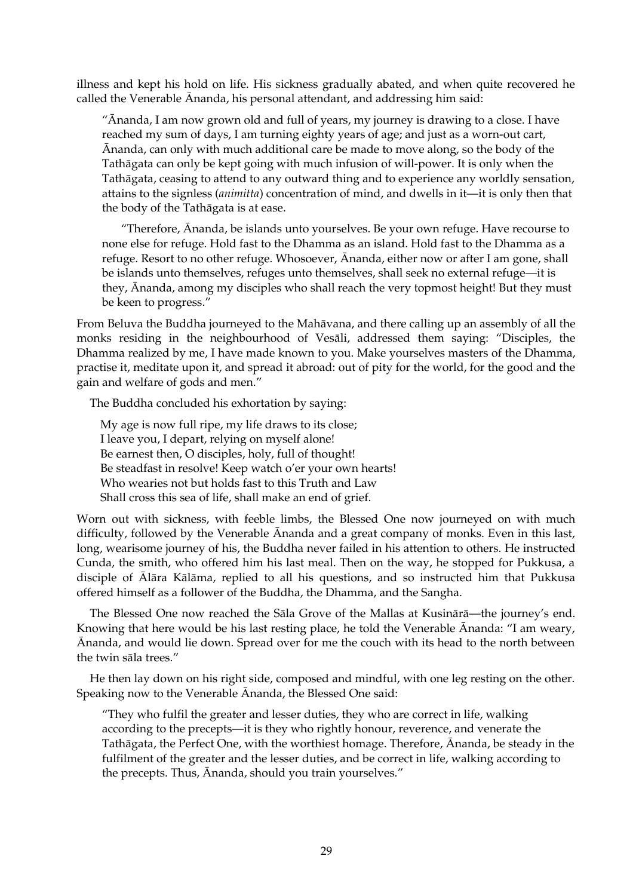illness and kept his hold on life. His sickness gradually abated, and when quite recovered he called the Venerable Ānanda, his personal attendant, and addressing him said:

> "Ānanda, I am now grown old and full of years, my journey is drawing to a close. I have reached my sum of days, I am turning eighty years of age; and just as a worn-out cart, Ānanda, can only with much additional care be made to move along, so the body of the Tathāgata can only be kept going with much infusion of will-power. It is only when the Tathāgata, ceasing to attend to any outward thing and to experience any worldly sensation, attains to the signless (*animitta*) concentration of mind, and dwells in it—it is only then that the body of the Tathāgata is at ease.
>
> "Therefore, Ānanda, be islands unto yourselves. Be your own refuge. Have recourse to none else for refuge. Hold fast to the Dhamma as an island. Hold fast to the Dhamma as a refuge. Resort to no other refuge. Whosoever, Ānanda, either now or after I am gone, shall be islands unto themselves, refuges unto themselves, shall seek no external refuge—it is they, Ānanda, among my disciples who shall reach the very topmost height! But they must be keen to progress."

From Beluva the Buddha journeyed to the Mahāvana, and there calling up an assembly of all the monks residing in the neighbourhood of Vesāli, addressed them saying: "Disciples, the Dhamma realized by me, I have made known to you. Make yourselves masters of the Dhamma, practise it, meditate upon it, and spread it abroad: out of pity for the world, for the good and the gain and welfare of gods and men."

The Buddha concluded his exhortation by saying:

> My age is now full ripe, my life draws to its close;
> I leave you, I depart, relying on myself alone!
> Be earnest then, O disciples, holy, full of thought!
> Be steadfast in resolve! Keep watch o'er your own hearts!
> Who wearies not but holds fast to this Truth and Law
> Shall cross this sea of life, shall make an end of grief.

Worn out with sickness, with feeble limbs, the Blessed One now journeyed on with much difficulty, followed by the Venerable Ānanda and a great company of monks. Even in this last, long, wearisome journey of his, the Buddha never failed in his attention to others. He instructed Cunda, the smith, who offered him his last meal. Then on the way, he stopped for Pukkusa, a disciple of Ālāra Kālāma, replied to all his questions, and so instructed him that Pukkusa offered himself as a follower of the Buddha, the Dhamma, and the Sangha.

The Blessed One now reached the Sāla Grove of the Mallas at Kusinārā—the journey's end. Knowing that here would be his last resting place, he told the Venerable Ānanda: "I am weary, Ānanda, and would lie down. Spread over for me the couch with its head to the north between the twin sāla trees."

He then lay down on his right side, composed and mindful, with one leg resting on the other. Speaking now to the Venerable Ānanda, the Blessed One said:

> "They who fulfil the greater and lesser duties, they who are correct in life, walking according to the precepts—it is they who rightly honour, reverence, and venerate the Tathāgata, the Perfect One, with the worthiest homage. Therefore, Ānanda, be steady in the fulfilment of the greater and the lesser duties, and be correct in life, walking according to the precepts. Thus, Ānanda, should you train yourselves."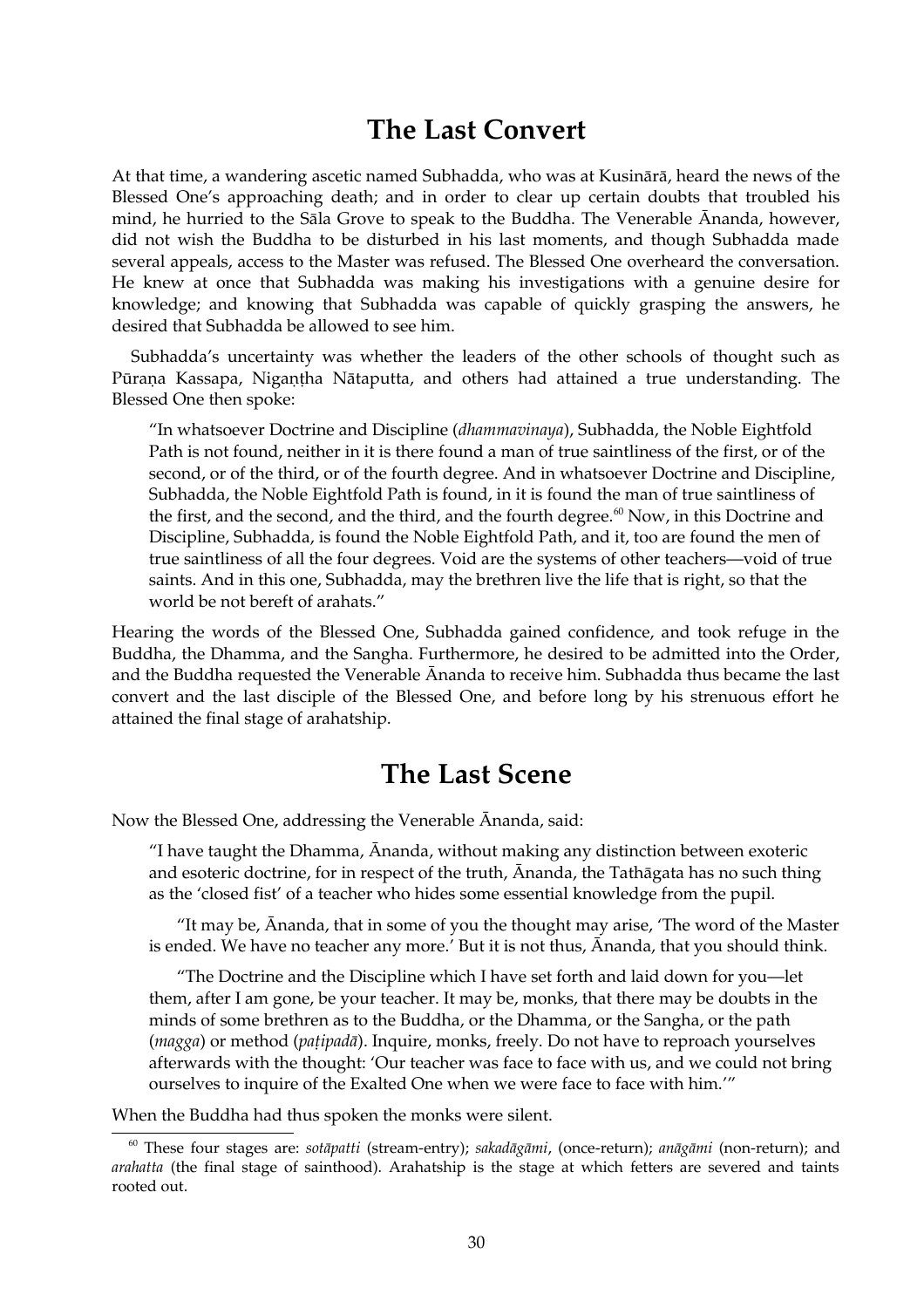## The Last Convert

At that time, a wandering ascetic named Subhadda, who was at Kusinārā, heard the news of the Blessed One's approaching death; and in order to clear up certain doubts that troubled his mind, he hurried to the Sāla Grove to speak to the Buddha. The Venerable Ānanda, however, did not wish the Buddha to be disturbed in his last moments, and though Subhadda made several appeals, access to the Master was refused. The Blessed One overheard the conversation. He knew at once that Subhadda was making his investigations with a genuine desire for knowledge; and knowing that Subhadda was capable of quickly grasping the answers, he desired that Subhadda be allowed to see him.

Subhadda's uncertainty was whether the leaders of the other schools of thought such as Pūraṇa Kassapa, Nigaṇṭha Nātaputta, and others had attained a true understanding. The Blessed One then spoke:

> "In whatsoever Doctrine and Discipline (*dhammavinaya*), Subhadda, the Noble Eightfold Path is not found, neither in it is there found a man of true saintliness of the first, or of the second, or of the third, or of the fourth degree. And in whatsoever Doctrine and Discipline, Subhadda, the Noble Eightfold Path is found, in it is found the man of true saintliness of the first, and the second, and the third, and the fourth degree.[60] Now, in this Doctrine and Discipline, Subhadda, is found the Noble Eightfold Path, and it, too are found the men of true saintliness of all the four degrees. Void are the systems of other teachers—void of true saints. And in this one, Subhadda, may the brethren live the life that is right, so that the world be not bereft of arahats."

Hearing the words of the Blessed One, Subhadda gained confidence, and took refuge in the Buddha, the Dhamma, and the Sangha. Furthermore, he desired to be admitted into the Order, and the Buddha requested the Venerable Ānanda to receive him. Subhadda thus became the last convert and the last disciple of the Blessed One, and before long by his strenuous effort he attained the final stage of arahatship.

## The Last Scene

Now the Blessed One, addressing the Venerable Ānanda, said:

> "I have taught the Dhamma, Ānanda, without making any distinction between exoteric and esoteric doctrine, for in respect of the truth, Ānanda, the Tathāgata has no such thing as the 'closed fist' of a teacher who hides some essential knowledge from the pupil.
>
> "It may be, Ānanda, that in some of you the thought may arise, 'The word of the Master is ended. We have no teacher any more.' But it is not thus, Ānanda, that you should think.
>
> "The Doctrine and the Discipline which I have set forth and laid down for you—let them, after I am gone, be your teacher. It may be, monks, that there may be doubts in the minds of some brethren as to the Buddha, or the Dhamma, or the Sangha, or the path (*magga*) or method (*paṭipadā*). Inquire, monks, freely. Do not have to reproach yourselves afterwards with the thought: 'Our teacher was face to face with us, and we could not bring ourselves to inquire of the Exalted One when we were face to face with him.'"

When the Buddha had thus spoken the monks were silent.

---

[60] These four stages are: *sotāpatti* (stream-entry); *sakadāgāmi*, (once-return); *anāgāmi* (non-return); and *arahatta* (the final stage of sainthood). Arahatship is the stage at which fetters are severed and taints rooted out.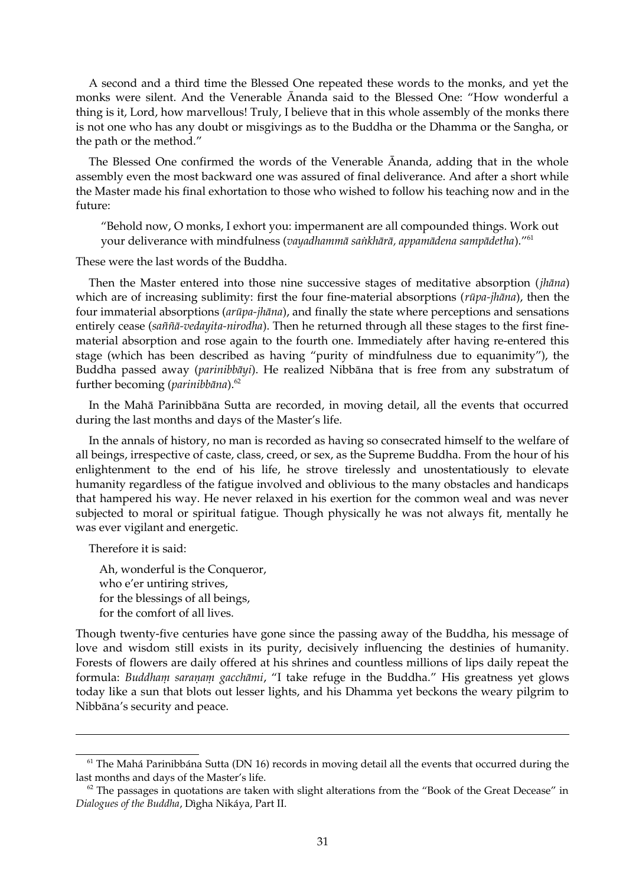A second and a third time the Blessed One repeated these words to the monks, and yet the monks were silent. And the Venerable Ānanda said to the Blessed One: "How wonderful a thing is it, Lord, how marvellous! Truly, I believe that in this whole assembly of the monks there is not one who has any doubt or misgivings as to the Buddha or the Dhamma or the Sangha, or the path or the method."

The Blessed One confirmed the words of the Venerable Ānanda, adding that in the whole assembly even the most backward one was assured of final deliverance. And after a short while the Master made his final exhortation to those who wished to follow his teaching now and in the future:

> "Behold now, O monks, I exhort you: impermanent are all compounded things. Work out your deliverance with mindfulness (*vayadhammā saṅkhārā, appamādena sampādetha*)."[61]

These were the last words of the Buddha.

Then the Master entered into those nine successive stages of meditative absorption (*jhāna*) which are of increasing sublimity: first the four fine-material absorptions (*rūpa-jhāna*), then the four immaterial absorptions (*arūpa-jhāna*), and finally the state where perceptions and sensations entirely cease (*saññā-vedayita-nirodha*). Then he returned through all these stages to the first fine-material absorption and rose again to the fourth one. Immediately after having re-entered this stage (which has been described as having "purity of mindfulness due to equanimity"), the Buddha passed away (*parinibbāyi*). He realized Nibbāna that is free from any substratum of further becoming (*parinibbāna*).[62]

In the Mahā Parinibbāna Sutta are recorded, in moving detail, all the events that occurred during the last months and days of the Master's life.

In the annals of history, no man is recorded as having so consecrated himself to the welfare of all beings, irrespective of caste, class, creed, or sex, as the Supreme Buddha. From the hour of his enlightenment to the end of his life, he strove tirelessly and unostentatiously to elevate humanity regardless of the fatigue involved and oblivious to the many obstacles and handicaps that hampered his way. He never relaxed in his exertion for the common weal and was never subjected to moral or spiritual fatigue. Though physically he was not always fit, mentally he was ever vigilant and energetic.

Therefore it is said:

> Ah, wonderful is the Conqueror,
> who e'er untiring strives,
> for the blessings of all beings,
> for the comfort of all lives.

Though twenty-five centuries have gone since the passing away of the Buddha, his message of love and wisdom still exists in its purity, decisively influencing the destinies of humanity. Forests of flowers are daily offered at his shrines and countless millions of lips daily repeat the formula: *Buddhaṃ saraṇaṃ gacchāmi*, "I take refuge in the Buddha." His greatness yet glows today like a sun that blots out lesser lights, and his Dhamma yet beckons the weary pilgrim to Nibbāna's security and peace.

---

[61] The Mahá Parinibbána Sutta (DN 16) records in moving detail all the events that occurred during the last months and days of the Master's life.

[62] The passages in quotations are taken with slight alterations from the "Book of the Great Decease" in *Dialogues of the Buddha*, Dìgha Nikáya, Part II.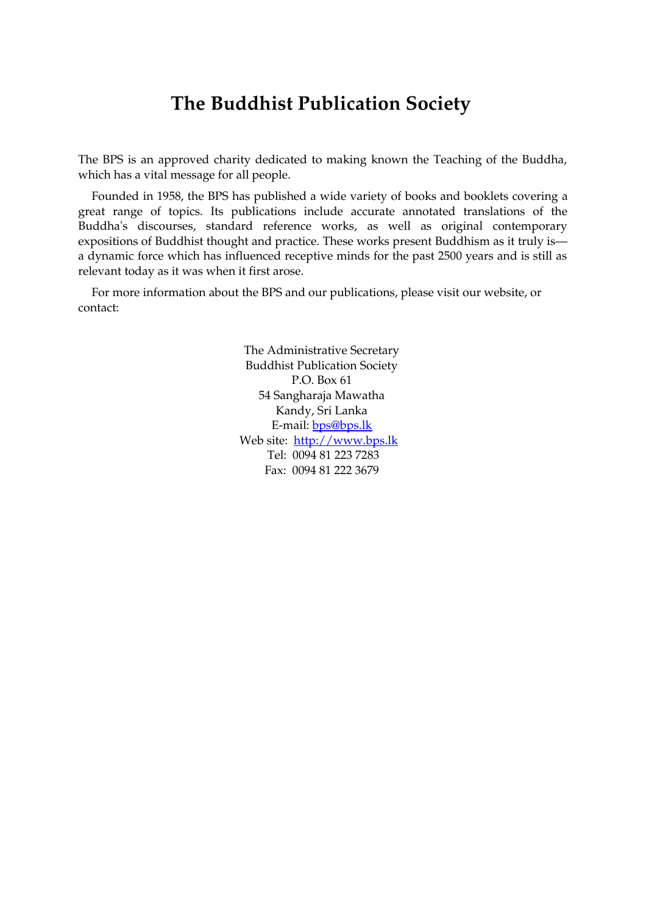# The Buddhist Publication Society

The BPS is an approved charity dedicated to making known the Teaching of the Buddha, which has a vital message for all people.

Founded in 1958, the BPS has published a wide variety of books and booklets covering a great range of topics. Its publications include accurate annotated translations of the Buddha's discourses, standard reference works, as well as original contemporary expositions of Buddhist thought and practice. These works present Buddhism as it truly is—a dynamic force which has influenced receptive minds for the past 2500 years and is still as relevant today as it was when it first arose.

For more information about the BPS and our publications, please visit our website, or contact:

The Administrative Secretary
Buddhist Publication Society
P.O. Box 61
54 Sangharaja Mawatha
Kandy, Sri Lanka
E-mail: bps@bps.lk
Web site: http://www.bps.lk
Tel: 0094 81 223 7283
Fax: 0094 81 222 3679